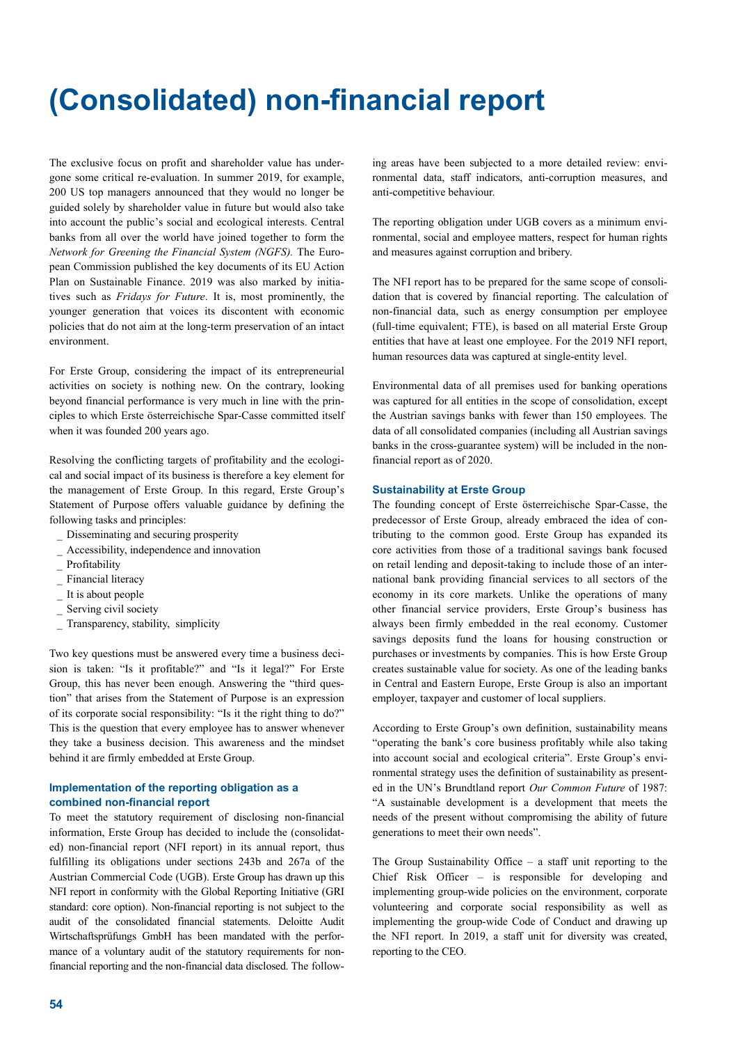# (Consolidated) non-financial report

The exclusive focus on profit and shareholder value has undergone some critical re-evaluation. In summer 2019, for example, 200 US top managers announced that they would no longer be guided solely by shareholder value in future but would also take into account the public's social and ecological interests. Central banks from all over the world have joined together to form the *Network for Greening the Financial System (NGFS).* The European Commission published the key documents of its EU Action Plan on Sustainable Finance. 2019 was also marked by initiatives such as *Fridays for Future*. It is, most prominently, the younger generation that voices its discontent with economic policies that do not aim at the long-term preservation of an intact environment.

For Erste Group, considering the impact of its entrepreneurial activities on society is nothing new. On the contrary, looking beyond financial performance is very much in line with the principles to which Erste österreichische Spar-Casse committed itself when it was founded 200 years ago.

Resolving the conflicting targets of profitability and the ecological and social impact of its business is therefore a key element for the management of Erste Group. In this regard, Erste Group's Statement of Purpose offers valuable guidance by defining the following tasks and principles:

- Disseminating and securing prosperity
- Accessibility, independence and innovation
- Profitability
- Financial literacy
- It is about people
- Serving civil society
- Transparency, stability, simplicity

Two key questions must be answered every time a business decision is taken: "Is it profitable?" and "Is it legal?" For Erste Group, this has never been enough. Answering the "third question" that arises from the Statement of Purpose is an expression of its corporate social responsibility: "Is it the right thing to do?" This is the question that every employee has to answer whenever they take a business decision. This awareness and the mindset behind it are firmly embedded at Erste Group.

### Implementation of the reporting obligation as a combined non-financial report

To meet the statutory requirement of disclosing non-financial information, Erste Group has decided to include the (consolidated) non-financial report (NFI report) in its annual report, thus fulfilling its obligations under sections 243b and 267a of the Austrian Commercial Code (UGB). Erste Group has drawn up this NFI report in conformity with the Global Reporting Initiative (GRI standard: core option). Non-financial reporting is not subject to the audit of the consolidated financial statements. Deloitte Audit Wirtschaftsprüfungs GmbH has been mandated with the performance of a voluntary audit of the statutory requirements for non-financial reporting and the non-financial data disclosed. The following areas have been subjected to a more detailed review: environmental data, staff indicators, anti-corruption measures, and anti-competitive behaviour.

The reporting obligation under UGB covers as a minimum environmental, social and employee matters, respect for human rights and measures against corruption and bribery.

The NFI report has to be prepared for the same scope of consolidation that is covered by financial reporting. The calculation of non-financial data, such as energy consumption per employee (full-time equivalent; FTE), is based on all material Erste Group entities that have at least one employee. For the 2019 NFI report, human resources data was captured at single-entity level.

Environmental data of all premises used for banking operations was captured for all entities in the scope of consolidation, except the Austrian savings banks with fewer than 150 employees. The data of all consolidated companies (including all Austrian savings banks in the cross-guarantee system) will be included in the non-financial report as of 2020.

### Sustainability at Erste Group

The founding concept of Erste österreichische Spar-Casse, the predecessor of Erste Group, already embraced the idea of contributing to the common good. Erste Group has expanded its core activities from those of a traditional savings bank focused on retail lending and deposit-taking to include those of an international bank providing financial services to all sectors of the economy in its core markets. Unlike the operations of many other financial service providers, Erste Group's business has always been firmly embedded in the real economy. Customer savings deposits fund the loans for housing construction or purchases or investments by companies. This is how Erste Group creates sustainable value for society. As one of the leading banks in Central and Eastern Europe, Erste Group is also an important employer, taxpayer and customer of local suppliers.

According to Erste Group's own definition, sustainability means "operating the bank's core business profitably while also taking into account social and ecological criteria". Erste Group's environmental strategy uses the definition of sustainability as presented in the UN's Brundtland report *Our Common Future* of 1987: "A sustainable development is a development that meets the needs of the present without compromising the ability of future generations to meet their own needs".

The Group Sustainability Office – a staff unit reporting to the Chief Risk Officer – is responsible for developing and implementing group-wide policies on the environment, corporate volunteering and corporate social responsibility as well as implementing the group-wide Code of Conduct and drawing up the NFI report. In 2019, a staff unit for diversity was created, reporting to the CEO.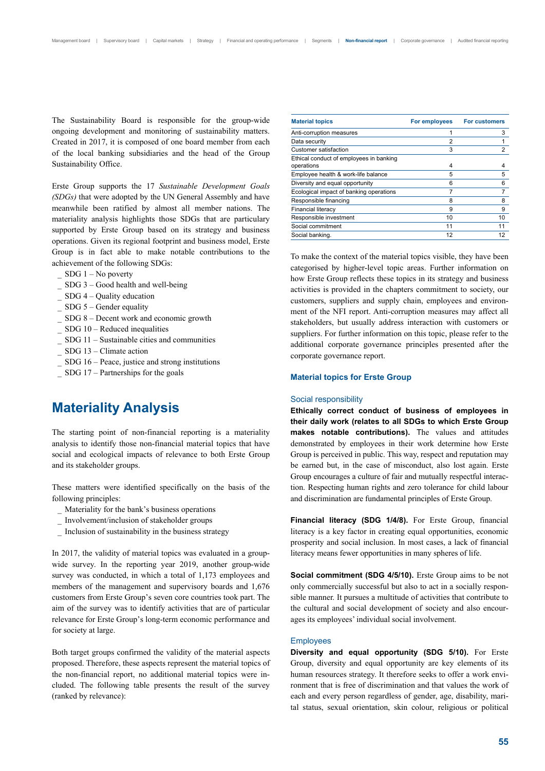The Sustainability Board is responsible for the group-wide ongoing development and monitoring of sustainability matters. Created in 2017, it is composed of one board member from each of the local banking subsidiaries and the head of the Group Sustainability Office.

Erste Group supports the 17 *Sustainable Development Goals (SDGs)* that were adopted by the UN General Assembly and have meanwhile been ratified by almost all member nations. The materiality analysis highlights those SDGs that are particulary supported by Erste Group based on its strategy and business operations. Given its regional footprint and business model, Erste Group is in fact able to make notable contributions to the achievement of the following SDGs:

- SDG 1 – No poverty
- SDG 3 – Good health and well-being
- SDG 4 – Quality education
- SDG 5 – Gender equality
- SDG 8 – Decent work and economic growth
- SDG 10 – Reduced inequalities
- SDG 11 – Sustainable cities and communities
- SDG 13 – Climate action
- SDG 16 – Peace, justice and strong institutions
- SDG 17 – Partnerships for the goals

## Materiality Analysis

The starting point of non-financial reporting is a materiality analysis to identify those non-financial material topics that have social and ecological impacts of relevance to both Erste Group and its stakeholder groups.

These matters were identified specifically on the basis of the following principles:

- Materiality for the bank's business operations
- Involvement/inclusion of stakeholder groups
- Inclusion of sustainability in the business strategy

In 2017, the validity of material topics was evaluated in a group-wide survey. In the reporting year 2019, another group-wide survey was conducted, in which a total of 1,173 employees and members of the management and supervisory boards and 1,676 customers from Erste Group's seven core countries took part. The aim of the survey was to identify activities that are of particular relevance for Erste Group's long-term economic performance and for society at large.

Both target groups confirmed the validity of the material aspects proposed. Therefore, these aspects represent the material topics of the non-financial report, no additional material topics were included. The following table presents the result of the survey (ranked by relevance):

| Material topics | For employees | For customers |
|---|---|---|
| Anti-corruption measures | 1 | 3 |
| Data security | 2 | 1 |
| Customer satisfaction | 3 | 2 |
| Ethical conduct of employees in banking operations | 4 | 4 |
| Employee health & work-life balance | 5 | 5 |
| Diversity and equal opportunity | 6 | 6 |
| Ecological impact of banking operations | 7 | 7 |
| Responsible financing | 8 | 8 |
| Financial literacy | 9 | 9 |
| Responsible investment | 10 | 10 |
| Social commitment | 11 | 11 |
| Social banking. | 12 | 12 |

To make the context of the material topics visible, they have been categorised by higher-level topic areas. Further information on how Erste Group reflects these topics in its strategy and business activities is provided in the chapters commitment to society, our customers, suppliers and supply chain, employees and environment of the NFI report. Anti-corruption measures may affect all stakeholders, but usually address interaction with customers or suppliers. For further information on this topic, please refer to the additional corporate governance principles presented after the corporate governance report.

### Material topics for Erste Group

#### Social responsibility

**Ethically correct conduct of business of employees in their daily work (relates to all SDGs to which Erste Group makes notable contributions).** The values and attitudes demonstrated by employees in their work determine how Erste Group is perceived in public. This way, respect and reputation may be earned but, in the case of misconduct, also lost again. Erste Group encourages a culture of fair and mutually respectful interaction. Respecting human rights and zero tolerance for child labour and discrimination are fundamental principles of Erste Group.

**Financial literacy (SDG 1/4/8).** For Erste Group, financial literacy is a key factor in creating equal opportunities, economic prosperity and social inclusion. In most cases, a lack of financial literacy means fewer opportunities in many spheres of life.

**Social commitment (SDG 4/5/10).** Erste Group aims to be not only commercially successful but also to act in a socially responsible manner. It pursues a multitude of activities that contribute to the cultural and social development of society and also encourages its employees' individual social involvement.

#### Employees

**Diversity and equal opportunity (SDG 5/10).** For Erste Group, diversity and equal opportunity are key elements of its human resources strategy. It therefore seeks to offer a work environment that is free of discrimination and that values the work of each and every person regardless of gender, age, disability, marital status, sexual orientation, skin colour, religious or political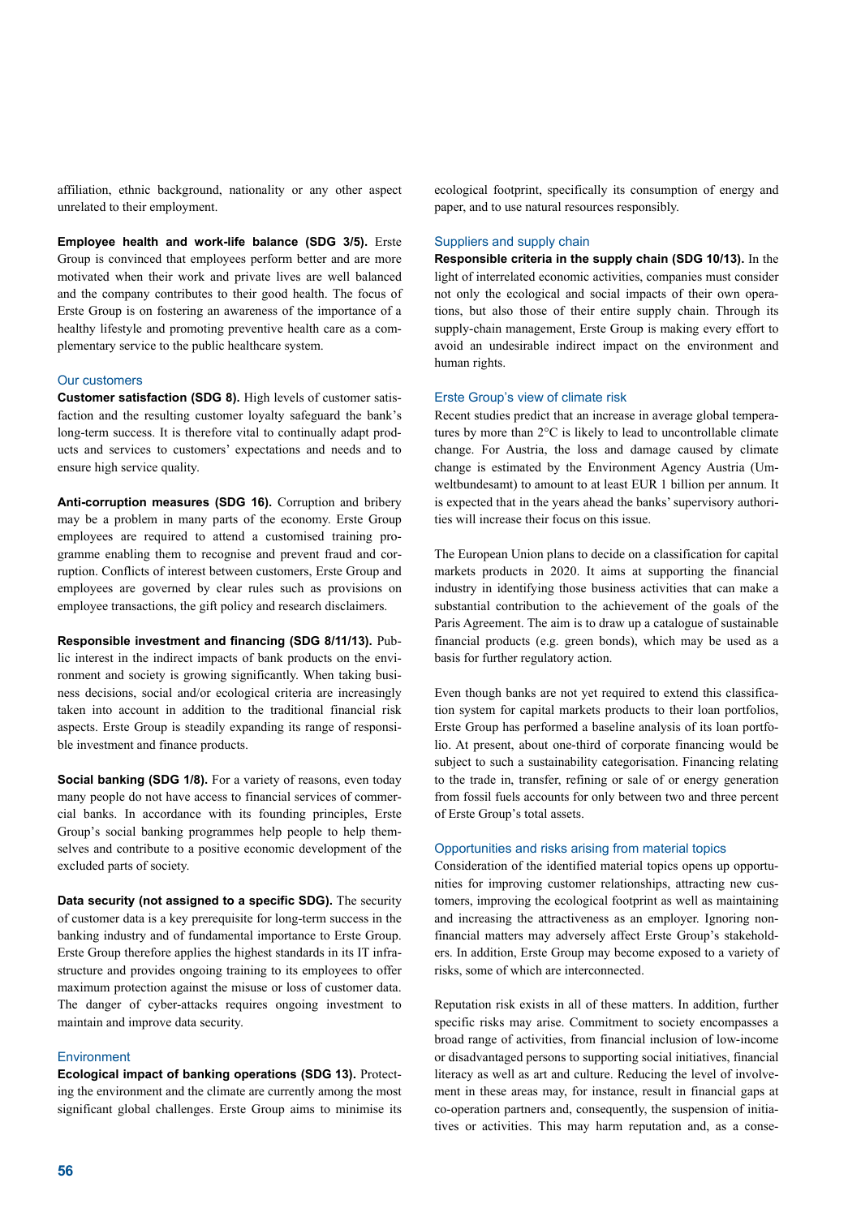affiliation, ethnic background, nationality or any other aspect unrelated to their employment.

**Employee health and work-life balance (SDG 3/5).** Erste Group is convinced that employees perform better and are more motivated when their work and private lives are well balanced and the company contributes to their good health. The focus of Erste Group is on fostering an awareness of the importance of a healthy lifestyle and promoting preventive health care as a complementary service to the public healthcare system.

### Our customers

**Customer satisfaction (SDG 8).** High levels of customer satisfaction and the resulting customer loyalty safeguard the bank's long-term success. It is therefore vital to continually adapt products and services to customers' expectations and needs and to ensure high service quality.

**Anti-corruption measures (SDG 16).** Corruption and bribery may be a problem in many parts of the economy. Erste Group employees are required to attend a customised training programme enabling them to recognise and prevent fraud and corruption. Conflicts of interest between customers, Erste Group and employees are governed by clear rules such as provisions on employee transactions, the gift policy and research disclaimers.

**Responsible investment and financing (SDG 8/11/13).** Public interest in the indirect impacts of bank products on the environment and society is growing significantly. When taking business decisions, social and/or ecological criteria are increasingly taken into account in addition to the traditional financial risk aspects. Erste Group is steadily expanding its range of responsible investment and finance products.

**Social banking (SDG 1/8).** For a variety of reasons, even today many people do not have access to financial services of commercial banks. In accordance with its founding principles, Erste Group's social banking programmes help people to help themselves and contribute to a positive economic development of the excluded parts of society.

**Data security (not assigned to a specific SDG).** The security of customer data is a key prerequisite for long-term success in the banking industry and of fundamental importance to Erste Group. Erste Group therefore applies the highest standards in its IT infrastructure and provides ongoing training to its employees to offer maximum protection against the misuse or loss of customer data. The danger of cyber-attacks requires ongoing investment to maintain and improve data security.

### Environment

**Ecological impact of banking operations (SDG 13).** Protecting the environment and the climate are currently among the most significant global challenges. Erste Group aims to minimise its ecological footprint, specifically its consumption of energy and paper, and to use natural resources responsibly.

### Suppliers and supply chain

**Responsible criteria in the supply chain (SDG 10/13).** In the light of interrelated economic activities, companies must consider not only the ecological and social impacts of their own operations, but also those of their entire supply chain. Through its supply-chain management, Erste Group is making every effort to avoid an undesirable indirect impact on the environment and human rights.

### Erste Group's view of climate risk

Recent studies predict that an increase in average global temperatures by more than 2°C is likely to lead to uncontrollable climate change. For Austria, the loss and damage caused by climate change is estimated by the Environment Agency Austria (Umweltbundesamt) to amount to at least EUR 1 billion per annum. It is expected that in the years ahead the banks' supervisory authorities will increase their focus on this issue.

The European Union plans to decide on a classification for capital markets products in 2020. It aims at supporting the financial industry in identifying those business activities that can make a substantial contribution to the achievement of the goals of the Paris Agreement. The aim is to draw up a catalogue of sustainable financial products (e.g. green bonds), which may be used as a basis for further regulatory action.

Even though banks are not yet required to extend this classification system for capital markets products to their loan portfolios, Erste Group has performed a baseline analysis of its loan portfolio. At present, about one-third of corporate financing would be subject to such a sustainability categorisation. Financing relating to the trade in, transfer, refining or sale of or energy generation from fossil fuels accounts for only between two and three percent of Erste Group's total assets.

### Opportunities and risks arising from material topics

Consideration of the identified material topics opens up opportunities for improving customer relationships, attracting new customers, improving the ecological footprint as well as maintaining and increasing the attractiveness as an employer. Ignoring non-financial matters may adversely affect Erste Group's stakeholders. In addition, Erste Group may become exposed to a variety of risks, some of which are interconnected.

Reputation risk exists in all of these matters. In addition, further specific risks may arise. Commitment to society encompasses a broad range of activities, from financial inclusion of low-income or disadvantaged persons to supporting social initiatives, financial literacy as well as art and culture. Reducing the level of involvement in these areas may, for instance, result in financial gaps at co-operation partners and, consequently, the suspension of initiatives or activities. This may harm reputation and, as a conse-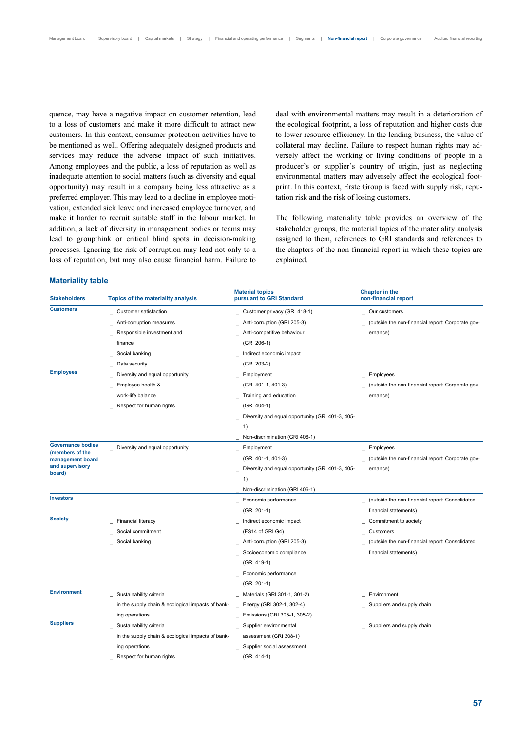quence, may have a negative impact on customer retention, lead to a loss of customers and make it more difficult to attract new customers. In this context, consumer protection activities have to be mentioned as well. Offering adequately designed products and services may reduce the adverse impact of such initiatives. Among employees and the public, a loss of reputation as well as inadequate attention to social matters (such as diversity and equal opportunity) may result in a company being less attractive as a preferred employer. This may lead to a decline in employee motivation, extended sick leave and increased employee turnover, and make it harder to recruit suitable staff in the labour market. In addition, a lack of diversity in management bodies or teams may lead to groupthink or critical blind spots in decision-making processes. Ignoring the risk of corruption may lead not only to a loss of reputation, but may also cause financial harm. Failure to deal with environmental matters may result in a deterioration of the ecological footprint, a loss of reputation and higher costs due to lower resource efficiency. In the lending business, the value of collateral may decline. Failure to respect human rights may adversely affect the working or living conditions of people in a producer's or supplier's country of origin, just as neglecting environmental matters may adversely affect the ecological footprint. In this context, Erste Group is faced with supply risk, reputation risk and the risk of losing customers.

The following materiality table provides an overview of the stakeholder groups, the material topics of the materiality analysis assigned to them, references to GRI standards and references to the chapters of the non-financial report in which these topics are explained.

**Materiality table**

| Stakeholders | Topics of the materiality analysis | Material topics pursuant to GRI Standard | Chapter in the non-financial report |
|---|---|---|---|
| **Customers** | _ Customer satisfaction<br>_ Anti-corruption measures<br>_ Responsible investment and finance<br>_ Social banking<br>_ Data security | _ Customer privacy (GRI 418-1)<br>_ Anti-corruption (GRI 205-3)<br>_ Anti-competitive behaviour (GRI 206-1)<br>_ Indirect economic impact (GRI 203-2) | _ Our customers<br>_ (outside the non-financial report: Corporate governance) |
| **Employees** | _ Diversity and equal opportunity<br>_ Employee health & work-life balance<br>_ Respect for human rights | _ Employment (GRI 401-1, 401-3)<br>_ Training and education (GRI 404-1)<br>_ Diversity and equal opportunity (GRI 401-3, 405-1)<br>_ Non-discrimination (GRI 406-1) | _ Employees<br>_ (outside the non-financial report: Corporate governance) |
| **Governance bodies (members of the management board and supervisory board)** | _ Diversity and equal opportunity | _ Employment (GRI 401-1, 401-3)<br>_ Diversity and equal opportunity (GRI 401-3, 405-1)<br>_ Non-discrimination (GRI 406-1) | _ Employees<br>_ (outside the non-financial report: Corporate governance) |
| **Investors** | | _ Economic performance (GRI 201-1) | _ (outside the non-financial report: Consolidated financial statements) |
| **Society** | _ Financial literacy<br>_ Social commitment<br>_ Social banking | _ Indirect economic impact (FS14 of GRI G4)<br>_ Anti-corruption (GRI 205-3)<br>_ Socioeconomic compliance (GRI 419-1)<br>_ Economic performance (GRI 201-1) | _ Commitment to society<br>_ Customers<br>_ (outside the non-financial report: Consolidated financial statements) |
| **Environment** | _ Sustainability criteria in the supply chain & ecological impacts of banking operations | _ Materials (GRI 301-1, 301-2)<br>_ Energy (GRI 302-1, 302-4)<br>_ Emissions (GRI 305-1, 305-2) | _ Environment<br>_ Suppliers and supply chain |
| **Suppliers** | _ Sustainability criteria in the supply chain & ecological impacts of banking operations<br>_ Respect for human rights | _ Supplier environmental assessment (GRI 308-1)<br>_ Supplier social assessment (GRI 414-1) | _ Suppliers and supply chain |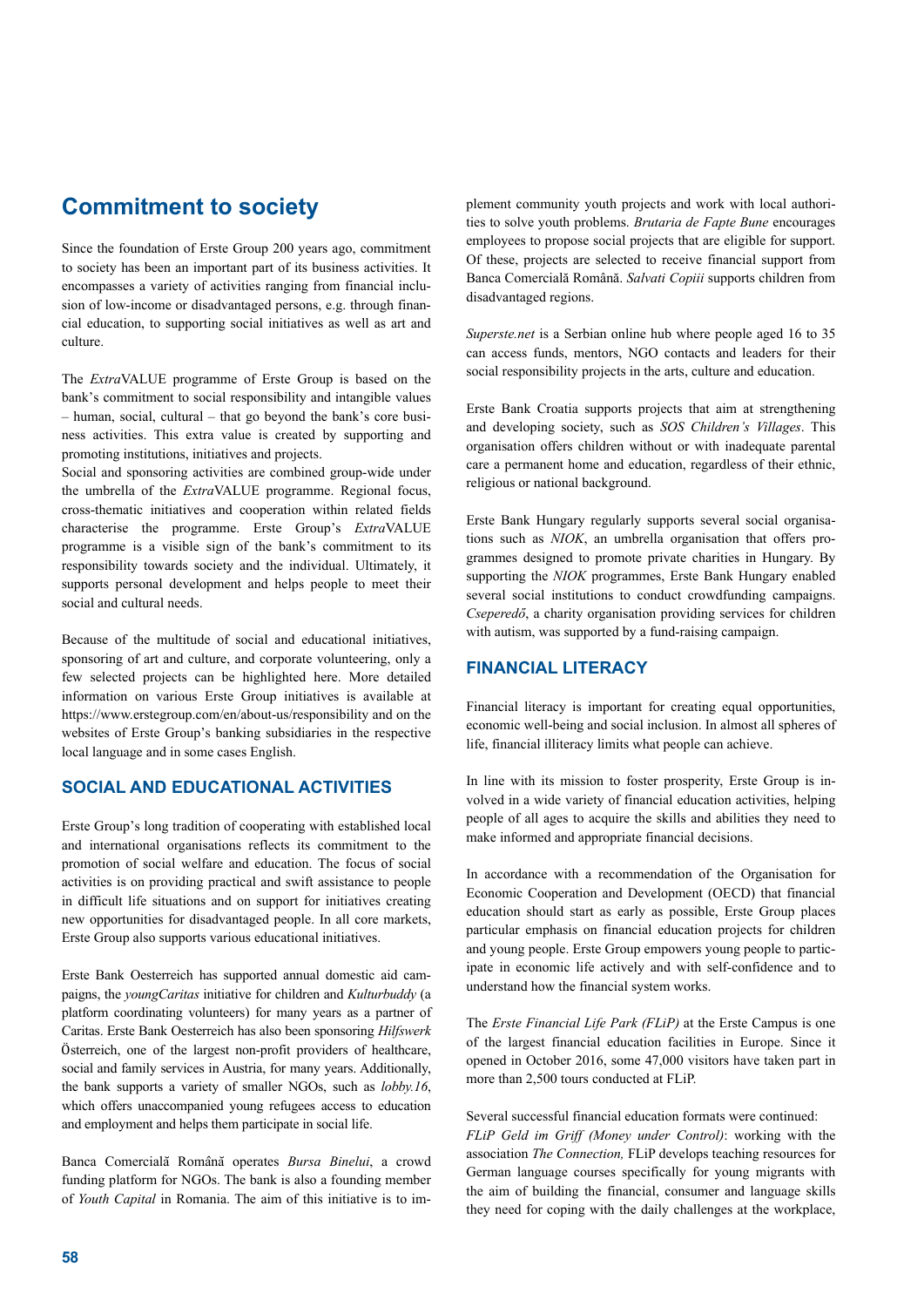# Commitment to society

Since the foundation of Erste Group 200 years ago, commitment to society has been an important part of its business activities. It encompasses a variety of activities ranging from financial inclusion of low-income or disadvantaged persons, e.g. through financial education, to supporting social initiatives as well as art and culture.

The *Extra*VALUE programme of Erste Group is based on the bank's commitment to social responsibility and intangible values – human, social, cultural – that go beyond the bank's core business activities. This extra value is created by supporting and promoting institutions, initiatives and projects.
Social and sponsoring activities are combined group-wide under the umbrella of the *Extra*VALUE programme. Regional focus, cross-thematic initiatives and cooperation within related fields characterise the programme. Erste Group's *Extra*VALUE programme is a visible sign of the bank's commitment to its responsibility towards society and the individual. Ultimately, it supports personal development and helps people to meet their social and cultural needs.

Because of the multitude of social and educational initiatives, sponsoring of art and culture, and corporate volunteering, only a few selected projects can be highlighted here. More detailed information on various Erste Group initiatives is available at https://www.erstegroup.com/en/about-us/responsibility and on the websites of Erste Group's banking subsidiaries in the respective local language and in some cases English.

## SOCIAL AND EDUCATIONAL ACTIVITIES

Erste Group's long tradition of cooperating with established local and international organisations reflects its commitment to the promotion of social welfare and education. The focus of social activities is on providing practical and swift assistance to people in difficult life situations and on support for initiatives creating new opportunities for disadvantaged people. In all core markets, Erste Group also supports various educational initiatives.

Erste Bank Oesterreich has supported annual domestic aid campaigns, the *youngCaritas* initiative for children and *Kulturbuddy* (a platform coordinating volunteers) for many years as a partner of Caritas. Erste Bank Oesterreich has also been sponsoring *Hilfswerk* Österreich, one of the largest non-profit providers of healthcare, social and family services in Austria, for many years. Additionally, the bank supports a variety of smaller NGOs, such as *lobby.16*, which offers unaccompanied young refugees access to education and employment and helps them participate in social life.

Banca Comercială Română operates *Bursa Binelui*, a crowd funding platform for NGOs. The bank is also a founding member of *Youth Capital* in Romania. The aim of this initiative is to implement community youth projects and work with local authorities to solve youth problems. *Brutaria de Fapte Bune* encourages employees to propose social projects that are eligible for support. Of these, projects are selected to receive financial support from Banca Comercială Română. *Salvati Copiii* supports children from disadvantaged regions.

*Superste.net* is a Serbian online hub where people aged 16 to 35 can access funds, mentors, NGO contacts and leaders for their social responsibility projects in the arts, culture and education.

Erste Bank Croatia supports projects that aim at strengthening and developing society, such as *SOS Children's Villages*. This organisation offers children without or with inadequate parental care a permanent home and education, regardless of their ethnic, religious or national background.

Erste Bank Hungary regularly supports several social organisations such as *NIOK*, an umbrella organisation that offers programmes designed to promote private charities in Hungary. By supporting the *NIOK* programmes, Erste Bank Hungary enabled several social institutions to conduct crowdfunding campaigns. *Cseperedő*, a charity organisation providing services for children with autism, was supported by a fund-raising campaign.

## FINANCIAL LITERACY

Financial literacy is important for creating equal opportunities, economic well-being and social inclusion. In almost all spheres of life, financial illiteracy limits what people can achieve.

In line with its mission to foster prosperity, Erste Group is involved in a wide variety of financial education activities, helping people of all ages to acquire the skills and abilities they need to make informed and appropriate financial decisions.

In accordance with a recommendation of the Organisation for Economic Cooperation and Development (OECD) that financial education should start as early as possible, Erste Group places particular emphasis on financial education projects for children and young people. Erste Group empowers young people to participate in economic life actively and with self-confidence and to understand how the financial system works.

The *Erste Financial Life Park (FLiP)* at the Erste Campus is one of the largest financial education facilities in Europe. Since it opened in October 2016, some 47,000 visitors have taken part in more than 2,500 tours conducted at FLiP.

Several successful financial education formats were continued:
*FLiP Geld im Griff (Money under Control)*: working with the association *The Connection,* FLiP develops teaching resources for German language courses specifically for young migrants with the aim of building the financial, consumer and language skills they need for coping with the daily challenges at the workplace,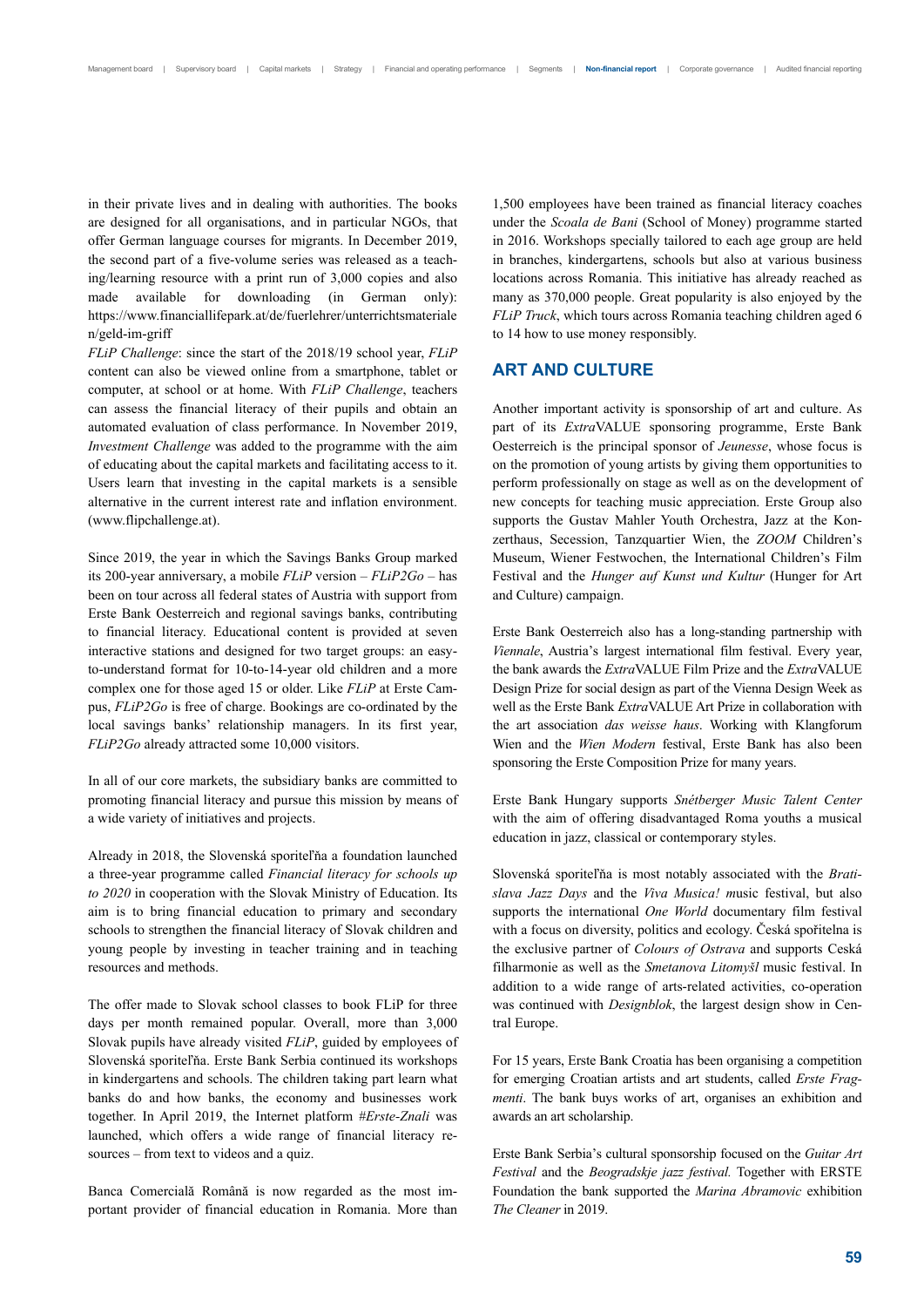in their private lives and in dealing with authorities. The books are designed for all organisations, and in particular NGOs, that offer German language courses for migrants. In December 2019, the second part of a five-volume series was released as a teaching/learning resource with a print run of 3,000 copies and also made available for downloading (in German only): https://www.financiallifepark.at/de/fuerlehrer/unterrichtsmaterialen/geld-im-griff

*FLiP Challenge*: since the start of the 2018/19 school year, *FLiP* content can also be viewed online from a smartphone, tablet or computer, at school or at home. With *FLiP Challenge*, teachers can assess the financial literacy of their pupils and obtain an automated evaluation of class performance. In November 2019, *Investment Challenge* was added to the programme with the aim of educating about the capital markets and facilitating access to it. Users learn that investing in the capital markets is a sensible alternative in the current interest rate and inflation environment. (www.flipchallenge.at).

Since 2019, the year in which the Savings Banks Group marked its 200-year anniversary, a mobile *FLiP* version – *FLiP2Go* – has been on tour across all federal states of Austria with support from Erste Bank Oesterreich and regional savings banks, contributing to financial literacy. Educational content is provided at seven interactive stations and designed for two target groups: an easy-to-understand format for 10-to-14-year old children and a more complex one for those aged 15 or older. Like *FLiP* at Erste Campus, *FLiP2Go* is free of charge. Bookings are co-ordinated by the local savings banks' relationship managers. In its first year, *FLiP2Go* already attracted some 10,000 visitors.

In all of our core markets, the subsidiary banks are committed to promoting financial literacy and pursue this mission by means of a wide variety of initiatives and projects.

Already in 2018, the Slovenská sporiteľňa a foundation launched a three-year programme called *Financial literacy for schools up to 2020* in cooperation with the Slovak Ministry of Education. Its aim is to bring financial education to primary and secondary schools to strengthen the financial literacy of Slovak children and young people by investing in teacher training and in teaching resources and methods.

The offer made to Slovak school classes to book FLiP for three days per month remained popular. Overall, more than 3,000 Slovak pupils have already visited *FLiP*, guided by employees of Slovenská sporiteľňa. Erste Bank Serbia continued its workshops in kindergartens and schools. The children taking part learn what banks do and how banks, the economy and businesses work together. In April 2019, the Internet platform #*Erste-Znali* was launched, which offers a wide range of financial literacy resources – from text to videos and a quiz.

Banca Comercială Română is now regarded as the most important provider of financial education in Romania. More than 1,500 employees have been trained as financial literacy coaches under the *Scoala de Bani* (School of Money) programme started in 2016. Workshops specially tailored to each age group are held in branches, kindergartens, schools but also at various business locations across Romania. This initiative has already reached as many as 370,000 people. Great popularity is also enjoyed by the *FLiP Truck*, which tours across Romania teaching children aged 6 to 14 how to use money responsibly.

## ART AND CULTURE

Another important activity is sponsorship of art and culture. As part of its *Extra*VALUE sponsoring programme, Erste Bank Oesterreich is the principal sponsor of *Jeunesse*, whose focus is on the promotion of young artists by giving them opportunities to perform professionally on stage as well as on the development of new concepts for teaching music appreciation. Erste Group also supports the Gustav Mahler Youth Orchestra, Jazz at the Konzerthaus, Secession, Tanzquartier Wien, the *ZOOM* Children's Museum, Wiener Festwochen, the International Children's Film Festival and the *Hunger auf Kunst und Kultur* (Hunger for Art and Culture) campaign.

Erste Bank Oesterreich also has a long-standing partnership with *Viennale*, Austria's largest international film festival. Every year, the bank awards the *Extra*VALUE Film Prize and the *Extra*VALUE Design Prize for social design as part of the Vienna Design Week as well as the Erste Bank *Extra*VALUE Art Prize in collaboration with the art association *das weisse haus*. Working with Klangforum Wien and the *Wien Modern* festival, Erste Bank has also been sponsoring the Erste Composition Prize for many years.

Erste Bank Hungary supports *Snétberger Music Talent Center* with the aim of offering disadvantaged Roma youths a musical education in jazz, classical or contemporary styles.

Slovenská sporiteľňa is most notably associated with the *Bratislava Jazz Days* and the *Viva Musica! m*usic festival, but also supports the international *One World* documentary film festival with a focus on diversity, politics and ecology. Česká spořitelna is the exclusive partner of *Colours of Ostrava* and supports Ceská filharmonie as well as the *Smetanova Litomyšl* music festival. In addition to a wide range of arts-related activities, co-operation was continued with *Designblok*, the largest design show in Central Europe.

For 15 years, Erste Bank Croatia has been organising a competition for emerging Croatian artists and art students, called *Erste Fragmenti*. The bank buys works of art, organises an exhibition and awards an art scholarship.

Erste Bank Serbia's cultural sponsorship focused on the *Guitar Art Festival* and the *Beogradskje jazz festival.* Together with ERSTE Foundation the bank supported the *Marina Abramovic* exhibition *The Cleaner* in 2019.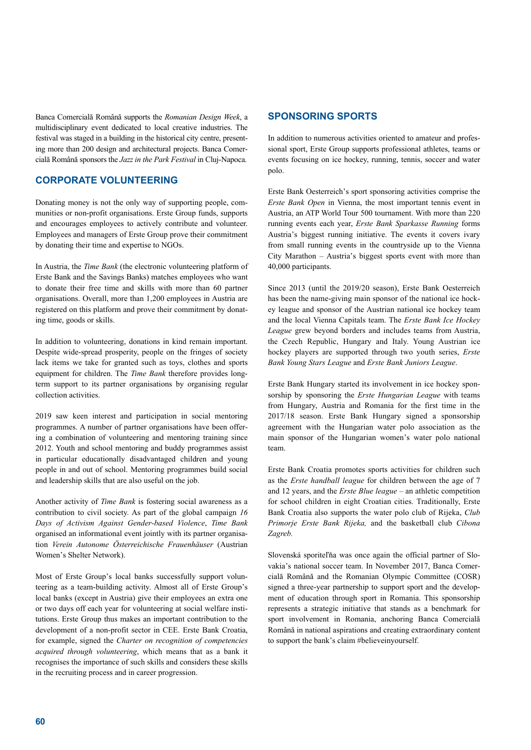Banca Comercială Română supports the *Romanian Design Week*, a multidisciplinary event dedicated to local creative industries. The festival was staged in a building in the historical city centre, presenting more than 200 design and architectural projects. Banca Comercială Română sponsors the *Jazz in the Park Festival* in Cluj-Napoca.

## CORPORATE VOLUNTEERING

Donating money is not the only way of supporting people, communities or non-profit organisations. Erste Group funds, supports and encourages employees to actively contribute and volunteer. Employees and managers of Erste Group prove their commitment by donating their time and expertise to NGOs.

In Austria, the *Time Bank* (the electronic volunteering platform of Erste Bank and the Savings Banks) matches employees who want to donate their free time and skills with more than 60 partner organisations. Overall, more than 1,200 employees in Austria are registered on this platform and prove their commitment by donating time, goods or skills.

In addition to volunteering, donations in kind remain important. Despite wide-spread prosperity, people on the fringes of society lack items we take for granted such as toys, clothes and sports equipment for children. The *Time Bank* therefore provides long-term support to its partner organisations by organising regular collection activities.

2019 saw keen interest and participation in social mentoring programmes. A number of partner organisations have been offering a combination of volunteering and mentoring training since 2012. Youth and school mentoring and buddy programmes assist in particular educationally disadvantaged children and young people in and out of school. Mentoring programmes build social and leadership skills that are also useful on the job.

Another activity of *Time Bank* is fostering social awareness as a contribution to civil society. As part of the global campaign *16 Days of Activism Against Gender-based Violence*, *Time Bank* organised an informational event jointly with its partner organisation *Verein Autonome Österreichische Frauenhäuser* (Austrian Women's Shelter Network).

Most of Erste Group's local banks successfully support volunteering as a team-building activity. Almost all of Erste Group's local banks (except in Austria) give their employees an extra one or two days off each year for volunteering at social welfare institutions. Erste Group thus makes an important contribution to the development of a non-profit sector in CEE. Erste Bank Croatia, for example, signed the *Charter on recognition of competencies acquired through volunteering*, which means that as a bank it recognises the importance of such skills and considers these skills in the recruiting process and in career progression.

## SPONSORING SPORTS

In addition to numerous activities oriented to amateur and professional sport, Erste Group supports professional athletes, teams or events focusing on ice hockey, running, tennis, soccer and water polo.

Erste Bank Oesterreich's sport sponsoring activities comprise the *Erste Bank Open* in Vienna, the most important tennis event in Austria, an ATP World Tour 500 tournament. With more than 220 running events each year, *Erste Bank Sparkasse Running* forms Austria's biggest running initiative. The events it covers ivary from small running events in the countryside up to the Vienna City Marathon – Austria's biggest sports event with more than 40,000 participants.

Since 2013 (until the 2019/20 season), Erste Bank Oesterreich has been the name-giving main sponsor of the national ice hockey league and sponsor of the Austrian national ice hockey team and the local Vienna Capitals team. The *Erste Bank Ice Hockey League* grew beyond borders and includes teams from Austria, the Czech Republic, Hungary and Italy. Young Austrian ice hockey players are supported through two youth series, *Erste Bank Young Stars League* and *Erste Bank Juniors League*.

Erste Bank Hungary started its involvement in ice hockey sponsorship by sponsoring the *Erste Hungarian League* with teams from Hungary, Austria and Romania for the first time in the 2017/18 season. Erste Bank Hungary signed a sponsorship agreement with the Hungarian water polo association as the main sponsor of the Hungarian women's water polo national team.

Erste Bank Croatia promotes sports activities for children such as the *Erste handball league* for children between the age of 7 and 12 years, and the *Erste Blue league* – an athletic competition for school children in eight Croatian cities. Traditionally, Erste Bank Croatia also supports the water polo club of Rijeka, *Club Primorje Erste Bank Rijeka,* and the basketball club *Cibona Zagreb.*

Slovenská sporiteľňa was once again the official partner of Slovakia's national soccer team. In November 2017, Banca Comercială Română and the Romanian Olympic Committee (COSR) signed a three-year partnership to support sport and the development of education through sport in Romania. This sponsorship represents a strategic initiative that stands as a benchmark for sport involvement in Romania, anchoring Banca Comercială Română in national aspirations and creating extraordinary content to support the bank's claim #believeinyourself.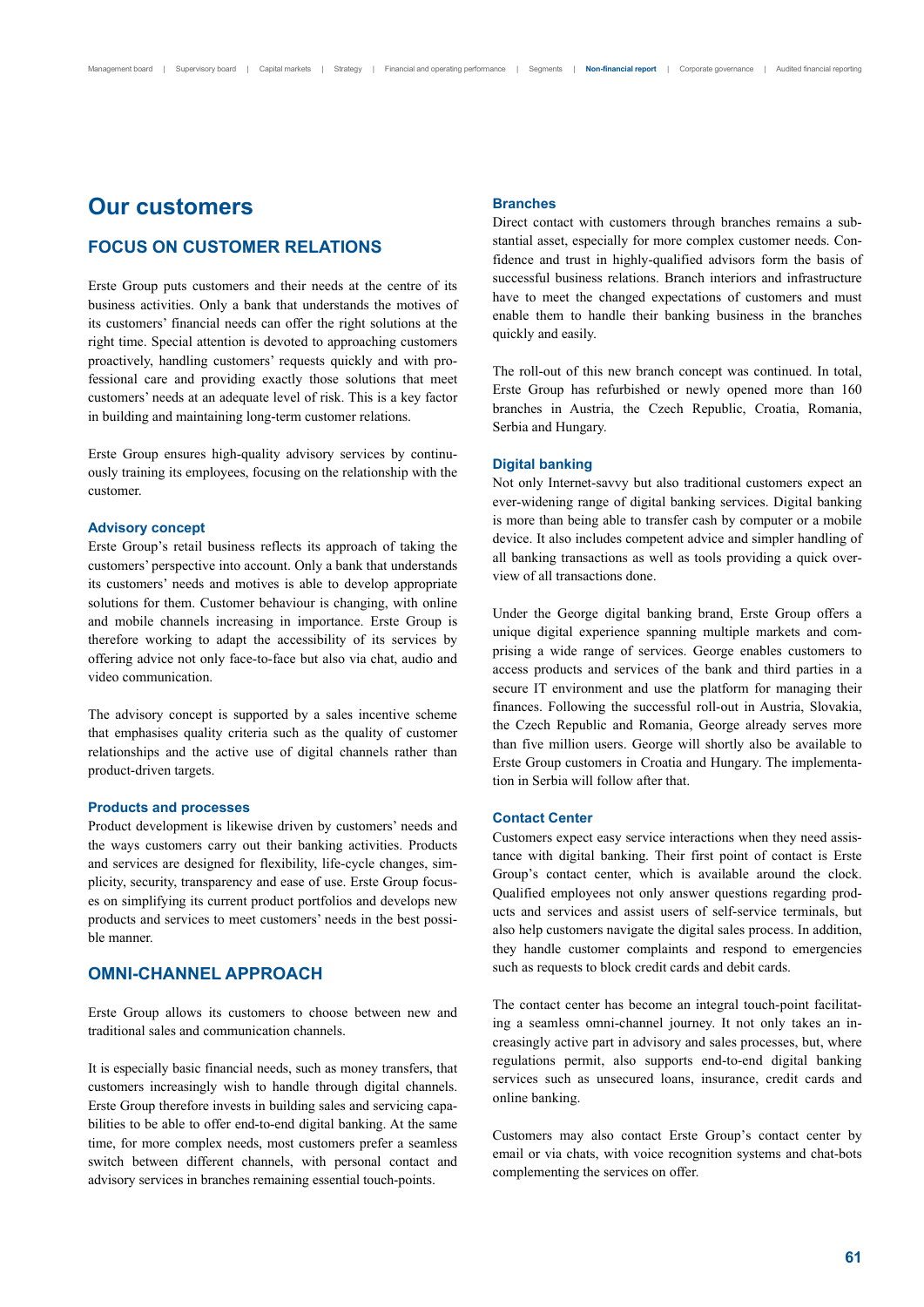# Our customers

## FOCUS ON CUSTOMER RELATIONS

Erste Group puts customers and their needs at the centre of its business activities. Only a bank that understands the motives of its customers' financial needs can offer the right solutions at the right time. Special attention is devoted to approaching customers proactively, handling customers' requests quickly and with professional care and providing exactly those solutions that meet customers' needs at an adequate level of risk. This is a key factor in building and maintaining long-term customer relations.

Erste Group ensures high-quality advisory services by continuously training its employees, focusing on the relationship with the customer.

### Advisory concept

Erste Group's retail business reflects its approach of taking the customers' perspective into account. Only a bank that understands its customers' needs and motives is able to develop appropriate solutions for them. Customer behaviour is changing, with online and mobile channels increasing in importance. Erste Group is therefore working to adapt the accessibility of its services by offering advice not only face-to-face but also via chat, audio and video communication.

The advisory concept is supported by a sales incentive scheme that emphasises quality criteria such as the quality of customer relationships and the active use of digital channels rather than product-driven targets.

### Products and processes

Product development is likewise driven by customers' needs and the ways customers carry out their banking activities. Products and services are designed for flexibility, life-cycle changes, simplicity, security, transparency and ease of use. Erste Group focuses on simplifying its current product portfolios and develops new products and services to meet customers' needs in the best possible manner.

## OMNI-CHANNEL APPROACH

Erste Group allows its customers to choose between new and traditional sales and communication channels.

It is especially basic financial needs, such as money transfers, that customers increasingly wish to handle through digital channels. Erste Group therefore invests in building sales and servicing capabilities to be able to offer end-to-end digital banking. At the same time, for more complex needs, most customers prefer a seamless switch between different channels, with personal contact and advisory services in branches remaining essential touch-points.

### Branches

Direct contact with customers through branches remains a substantial asset, especially for more complex customer needs. Confidence and trust in highly-qualified advisors form the basis of successful business relations. Branch interiors and infrastructure have to meet the changed expectations of customers and must enable them to handle their banking business in the branches quickly and easily.

The roll-out of this new branch concept was continued. In total, Erste Group has refurbished or newly opened more than 160 branches in Austria, the Czech Republic, Croatia, Romania, Serbia and Hungary.

### Digital banking

Not only Internet-savvy but also traditional customers expect an ever-widening range of digital banking services. Digital banking is more than being able to transfer cash by computer or a mobile device. It also includes competent advice and simpler handling of all banking transactions as well as tools providing a quick overview of all transactions done.

Under the George digital banking brand, Erste Group offers a unique digital experience spanning multiple markets and comprising a wide range of services. George enables customers to access products and services of the bank and third parties in a secure IT environment and use the platform for managing their finances. Following the successful roll-out in Austria, Slovakia, the Czech Republic and Romania, George already serves more than five million users. George will shortly also be available to Erste Group customers in Croatia and Hungary. The implementation in Serbia will follow after that.

### Contact Center

Customers expect easy service interactions when they need assistance with digital banking. Their first point of contact is Erste Group's contact center, which is available around the clock. Qualified employees not only answer questions regarding products and services and assist users of self-service terminals, but also help customers navigate the digital sales process. In addition, they handle customer complaints and respond to emergencies such as requests to block credit cards and debit cards.

The contact center has become an integral touch-point facilitating a seamless omni-channel journey. It not only takes an increasingly active part in advisory and sales processes, but, where regulations permit, also supports end-to-end digital banking services such as unsecured loans, insurance, credit cards and online banking.

Customers may also contact Erste Group's contact center by email or via chats, with voice recognition systems and chat-bots complementing the services on offer.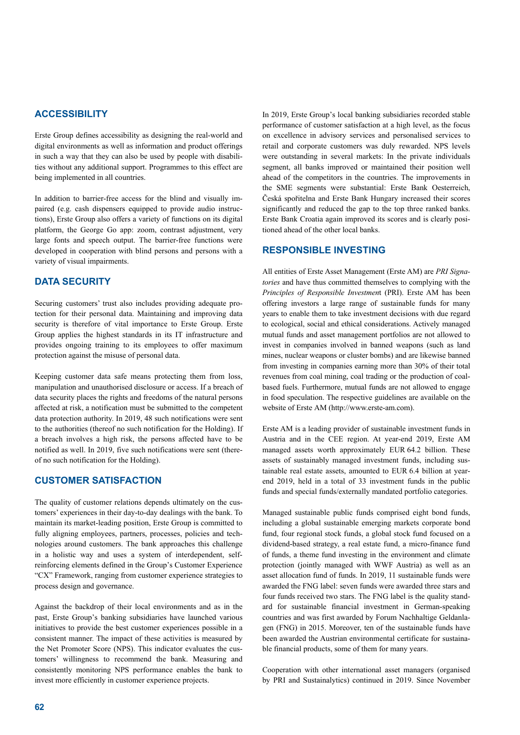## ACCESSIBILITY

Erste Group defines accessibility as designing the real-world and digital environments as well as information and product offerings in such a way that they can also be used by people with disabilities without any additional support. Programmes to this effect are being implemented in all countries.

In addition to barrier-free access for the blind and visually impaired (e.g. cash dispensers equipped to provide audio instructions), Erste Group also offers a variety of functions on its digital platform, the George Go app: zoom, contrast adjustment, very large fonts and speech output. The barrier-free functions were developed in cooperation with blind persons and persons with a variety of visual impairments.

## DATA SECURITY

Securing customers' trust also includes providing adequate protection for their personal data. Maintaining and improving data security is therefore of vital importance to Erste Group. Erste Group applies the highest standards in its IT infrastructure and provides ongoing training to its employees to offer maximum protection against the misuse of personal data.

Keeping customer data safe means protecting them from loss, manipulation and unauthorised disclosure or access. If a breach of data security places the rights and freedoms of the natural persons affected at risk, a notification must be submitted to the competent data protection authority. In 2019, 48 such notifications were sent to the authorities (thereof no such notification for the Holding). If a breach involves a high risk, the persons affected have to be notified as well. In 2019, five such notifications were sent (thereof no such notification for the Holding).

## CUSTOMER SATISFACTION

The quality of customer relations depends ultimately on the customers' experiences in their day-to-day dealings with the bank. To maintain its market-leading position, Erste Group is committed to fully aligning employees, partners, processes, policies and technologies around customers. The bank approaches this challenge in a holistic way and uses a system of interdependent, self-reinforcing elements defined in the Group's Customer Experience "CX" Framework, ranging from customer experience strategies to process design and governance.

Against the backdrop of their local environments and as in the past, Erste Group's banking subsidiaries have launched various initiatives to provide the best customer experiences possible in a consistent manner. The impact of these activities is measured by the Net Promoter Score (NPS). This indicator evaluates the customers' willingness to recommend the bank. Measuring and consistently monitoring NPS performance enables the bank to invest more efficiently in customer experience projects.

In 2019, Erste Group's local banking subsidiaries recorded stable performance of customer satisfaction at a high level, as the focus on excellence in advisory services and personalised services to retail and corporate customers was duly rewarded. NPS levels were outstanding in several markets: In the private individuals segment, all banks improved or maintained their position well ahead of the competitors in the countries. The improvements in the SME segments were substantial: Erste Bank Oesterreich, Česká spořitelna and Erste Bank Hungary increased their scores significantly and reduced the gap to the top three ranked banks. Erste Bank Croatia again improved its scores and is clearly positioned ahead of the other local banks.

## RESPONSIBLE INVESTING

All entities of Erste Asset Management (Erste AM) are *PRI Signatories* and have thus committed themselves to complying with the *Principles of Responsible Investment* (PRI). Erste AM has been offering investors a large range of sustainable funds for many years to enable them to take investment decisions with due regard to ecological, social and ethical considerations. Actively managed mutual funds and asset management portfolios are not allowed to invest in companies involved in banned weapons (such as land mines, nuclear weapons or cluster bombs) and are likewise banned from investing in companies earning more than 30% of their total revenues from coal mining, coal trading or the production of coal-based fuels. Furthermore, mutual funds are not allowed to engage in food speculation. The respective guidelines are available on the website of Erste AM (http://www.erste-am.com).

Erste AM is a leading provider of sustainable investment funds in Austria and in the CEE region. At year-end 2019, Erste AM managed assets worth approximately EUR 64.2 billion. These assets of sustainably managed investment funds, including sustainable real estate assets, amounted to EUR 6.4 billion at year-end 2019, held in a total of 33 investment funds in the public funds and special funds/externally mandated portfolio categories.

Managed sustainable public funds comprised eight bond funds, including a global sustainable emerging markets corporate bond fund, four regional stock funds, a global stock fund focused on a dividend-based strategy, a real estate fund, a micro-finance fund of funds, a theme fund investing in the environment and climate protection (jointly managed with WWF Austria) as well as an asset allocation fund of funds. In 2019, 11 sustainable funds were awarded the FNG label: seven funds were awarded three stars and four funds received two stars. The FNG label is the quality standard for sustainable financial investment in German-speaking countries and was first awarded by Forum Nachhaltige Geldanlagen (FNG) in 2015. Moreover, ten of the sustainable funds have been awarded the Austrian environmental certificate for sustainable financial products, some of them for many years.

Cooperation with other international asset managers (organised by PRI and Sustainalytics) continued in 2019. Since November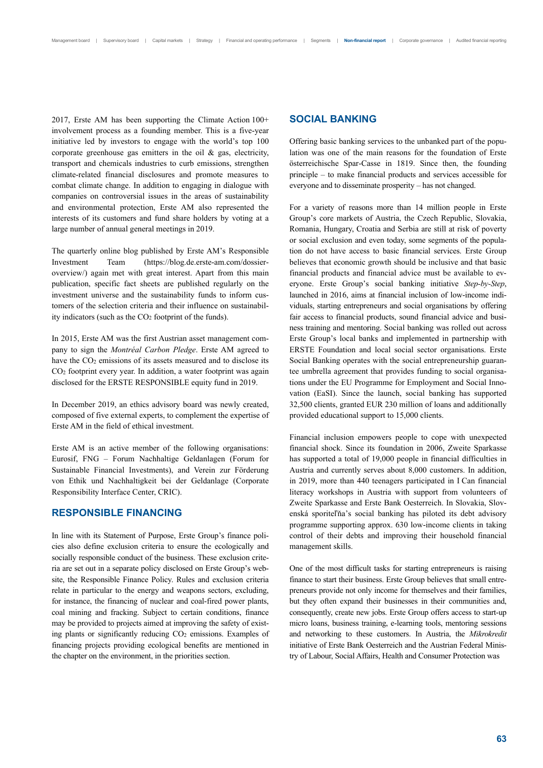2017, Erste AM has been supporting the Climate Action 100+ involvement process as a founding member. This is a five-year initiative led by investors to engage with the world's top 100 corporate greenhouse gas emitters in the oil & gas, electricity, transport and chemicals industries to curb emissions, strengthen climate-related financial disclosures and promote measures to combat climate change. In addition to engaging in dialogue with companies on controversial issues in the areas of sustainability and environmental protection, Erste AM also represented the interests of its customers and fund share holders by voting at a large number of annual general meetings in 2019.

The quarterly online blog published by Erste AM's Responsible Investment Team (https://blog.de.erste-am.com/dossier-overview/) again met with great interest. Apart from this main publication, specific fact sheets are published regularly on the investment universe and the sustainability funds to inform customers of the selection criteria and their influence on sustainability indicators (such as the $CO_2$ footprint of the funds).

In 2015, Erste AM was the first Austrian asset management company to sign the *Montréal Carbon Pledge*. Erste AM agreed to have the $CO_2$ emissions of its assets measured and to disclose its $CO_2$ footprint every year. In addition, a water footprint was again disclosed for the ERSTE RESPONSIBLE equity fund in 2019.

In December 2019, an ethics advisory board was newly created, composed of five external experts, to complement the expertise of Erste AM in the field of ethical investment.

Erste AM is an active member of the following organisations: Eurosif, FNG – Forum Nachhaltige Geldanlagen (Forum for Sustainable Financial Investments), and Verein zur Förderung von Ethik und Nachhaltigkeit bei der Geldanlage (Corporate Responsibility Interface Center, CRIC).

## RESPONSIBLE FINANCING

In line with its Statement of Purpose, Erste Group's finance policies also define exclusion criteria to ensure the ecologically and socially responsible conduct of the business. These exclusion criteria are set out in a separate policy disclosed on Erste Group's website, the Responsible Finance Policy. Rules and exclusion criteria relate in particular to the energy and weapons sectors, excluding, for instance, the financing of nuclear and coal-fired power plants, coal mining and fracking. Subject to certain conditions, finance may be provided to projects aimed at improving the safety of existing plants or significantly reducing $CO_2$ emissions. Examples of financing projects providing ecological benefits are mentioned in the chapter on the environment, in the priorities section.

## SOCIAL BANKING

Offering basic banking services to the unbanked part of the population was one of the main reasons for the foundation of Erste österreichische Spar-Casse in 1819. Since then, the founding principle – to make financial products and services accessible for everyone and to disseminate prosperity – has not changed.

For a variety of reasons more than 14 million people in Erste Group's core markets of Austria, the Czech Republic, Slovakia, Romania, Hungary, Croatia and Serbia are still at risk of poverty or social exclusion and even today, some segments of the population do not have access to basic financial services. Erste Group believes that economic growth should be inclusive and that basic financial products and financial advice must be available to everyone. Erste Group's social banking initiative *Step-by-Step*, launched in 2016, aims at financial inclusion of low-income individuals, starting entrepreneurs and social organisations by offering fair access to financial products, sound financial advice and business training and mentoring. Social banking was rolled out across Erste Group's local banks and implemented in partnership with ERSTE Foundation and local social sector organisations. Erste Social Banking operates with the social entrepreneurship guarantee umbrella agreement that provides funding to social organisations under the EU Programme for Employment and Social Innovation (EaSI). Since the launch, social banking has supported 32,500 clients, granted EUR 230 million of loans and additionally provided educational support to 15,000 clients.

Financial inclusion empowers people to cope with unexpected financial shock. Since its foundation in 2006, Zweite Sparkasse has supported a total of 19,000 people in financial difficulties in Austria and currently serves about 8,000 customers. In addition, in 2019, more than 440 teenagers participated in I Can financial literacy workshops in Austria with support from volunteers of Zweite Sparkasse and Erste Bank Oesterreich. In Slovakia, Slovenská sporiteľňa's social banking has piloted its debt advisory programme supporting approx. 630 low-income clients in taking control of their debts and improving their household financial management skills.

One of the most difficult tasks for starting entrepreneurs is raising finance to start their business. Erste Group believes that small entrepreneurs provide not only income for themselves and their families, but they often expand their businesses in their communities and, consequently, create new jobs. Erste Group offers access to start-up micro loans, business training, e-learning tools, mentoring sessions and networking to these customers. In Austria, the *Mikrokredit* initiative of Erste Bank Oesterreich and the Austrian Federal Ministry of Labour, Social Affairs, Health and Consumer Protection was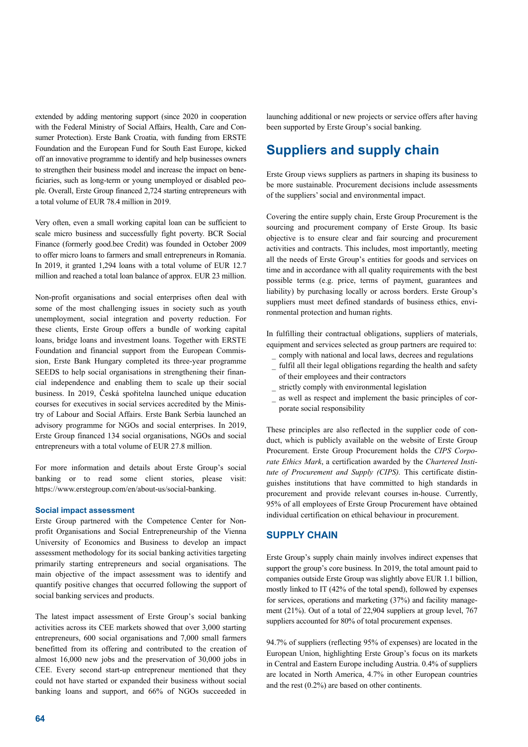extended by adding mentoring support (since 2020 in cooperation with the Federal Ministry of Social Affairs, Health, Care and Consumer Protection). Erste Bank Croatia, with funding from ERSTE Foundation and the European Fund for South East Europe, kicked off an innovative programme to identify and help businesses owners to strengthen their business model and increase the impact on beneficiaries, such as long-term or young unemployed or disabled people. Overall, Erste Group financed 2,724 starting entrepreneurs with a total volume of EUR 78.4 million in 2019.

Very often, even a small working capital loan can be sufficient to scale micro business and successfully fight poverty. BCR Social Finance (formerly good.bee Credit) was founded in October 2009 to offer micro loans to farmers and small entrepreneurs in Romania. In 2019, it granted 1,294 loans with a total volume of EUR 12.7 million and reached a total loan balance of approx. EUR 23 million.

Non-profit organisations and social enterprises often deal with some of the most challenging issues in society such as youth unemployment, social integration and poverty reduction. For these clients, Erste Group offers a bundle of working capital loans, bridge loans and investment loans. Together with ERSTE Foundation and financial support from the European Commission, Erste Bank Hungary completed its three-year programme SEEDS to help social organisations in strengthening their financial independence and enabling them to scale up their social business. In 2019, Česká spořitelna launched unique education courses for executives in social services accredited by the Ministry of Labour and Social Affairs. Erste Bank Serbia launched an advisory programme for NGOs and social enterprises. In 2019, Erste Group financed 134 social organisations, NGOs and social entrepreneurs with a total volume of EUR 27.8 million.

For more information and details about Erste Group's social banking or to read some client stories, please visit: https://www.erstegroup.com/en/about-us/social-banking.

#### Social impact assessment

Erste Group partnered with the Competence Center for Nonprofit Organisations and Social Entrepreneurship of the Vienna University of Economics and Business to develop an impact assessment methodology for its social banking activities targeting primarily starting entrepreneurs and social organisations. The main objective of the impact assessment was to identify and quantify positive changes that occurred following the support of social banking services and products.

The latest impact assessment of Erste Group's social banking activities across its CEE markets showed that over 3,000 starting entrepreneurs, 600 social organisations and 7,000 small farmers benefitted from its offering and contributed to the creation of almost 16,000 new jobs and the preservation of 30,000 jobs in CEE. Every second start-up entrepreneur mentioned that they could not have started or expanded their business without social banking loans and support, and 66% of NGOs succeeded in launching additional or new projects or service offers after having been supported by Erste Group's social banking.

## Suppliers and supply chain

Erste Group views suppliers as partners in shaping its business to be more sustainable. Procurement decisions include assessments of the suppliers' social and environmental impact.

Covering the entire supply chain, Erste Group Procurement is the sourcing and procurement company of Erste Group. Its basic objective is to ensure clear and fair sourcing and procurement activities and contracts. This includes, most importantly, meeting all the needs of Erste Group's entities for goods and services on time and in accordance with all quality requirements with the best possible terms (e.g. price, terms of payment, guarantees and liability) by purchasing locally or across borders. Erste Group's suppliers must meet defined standards of business ethics, environmental protection and human rights.

In fulfilling their contractual obligations, suppliers of materials, equipment and services selected as group partners are required to:

- comply with national and local laws, decrees and regulations
- fulfil all their legal obligations regarding the health and safety of their employees and their contractors
- strictly comply with environmental legislation
- as well as respect and implement the basic principles of corporate social responsibility

These principles are also reflected in the supplier code of conduct, which is publicly available on the website of Erste Group Procurement. Erste Group Procurement holds the *CIPS Corporate Ethics Mark*, a certification awarded by the *Chartered Institute of Procurement and Supply (CIPS).* This certificate distinguishes institutions that have committed to high standards in procurement and provide relevant courses in-house. Currently, 95% of all employees of Erste Group Procurement have obtained individual certification on ethical behaviour in procurement.

### SUPPLY CHAIN

Erste Group's supply chain mainly involves indirect expenses that support the group's core business. In 2019, the total amount paid to companies outside Erste Group was slightly above EUR 1.1 billion, mostly linked to IT (42% of the total spend), followed by expenses for services, operations and marketing (37%) and facility management (21%). Out of a total of 22,904 suppliers at group level, 767 suppliers accounted for 80% of total procurement expenses.

94.7% of suppliers (reflecting 95% of expenses) are located in the European Union, highlighting Erste Group's focus on its markets in Central and Eastern Europe including Austria. 0.4% of suppliers are located in North America, 4.7% in other European countries and the rest (0.2%) are based on other continents.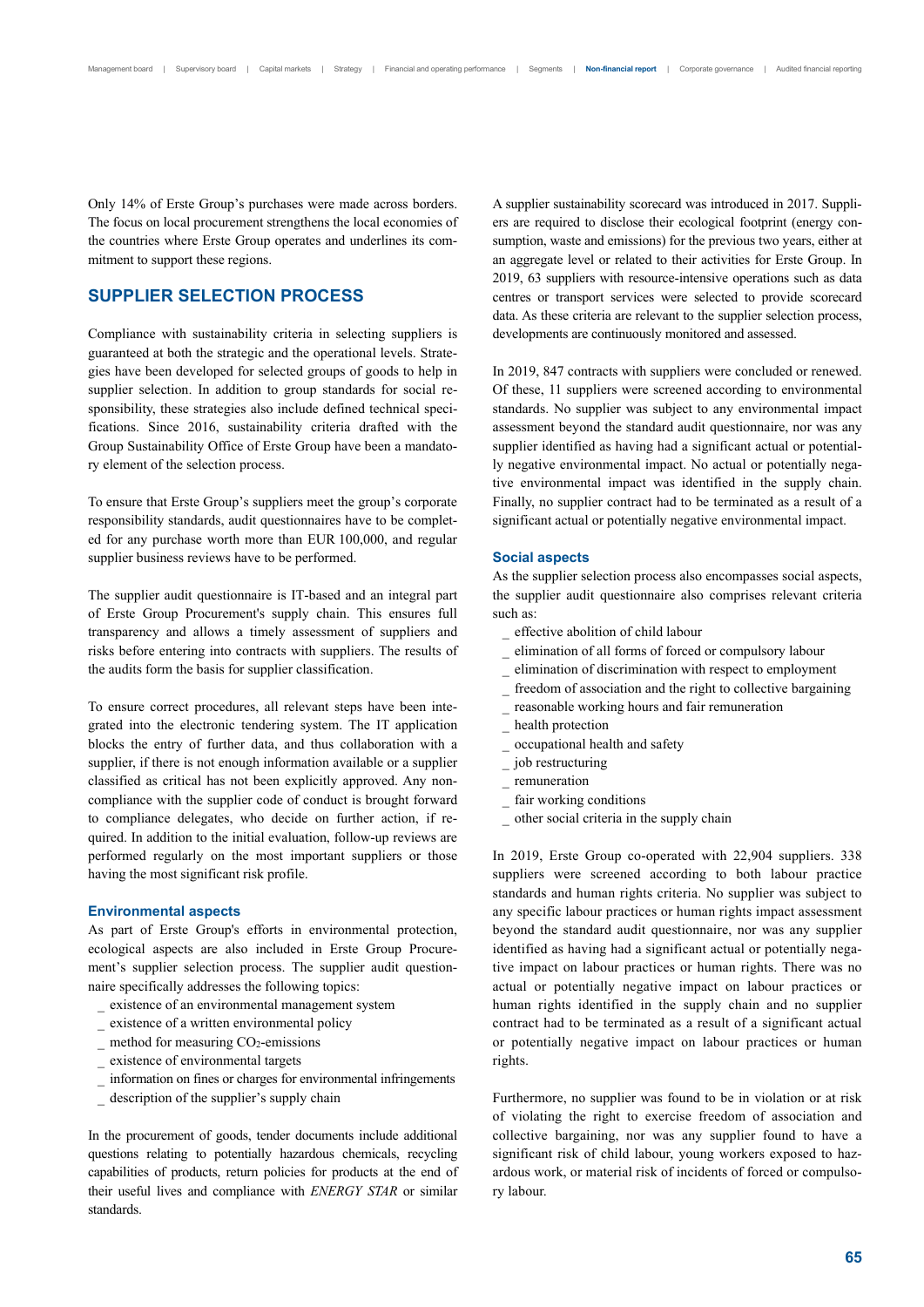Only 14% of Erste Group's purchases were made across borders. The focus on local procurement strengthens the local economies of the countries where Erste Group operates and underlines its commitment to support these regions.

## SUPPLIER SELECTION PROCESS

Compliance with sustainability criteria in selecting suppliers is guaranteed at both the strategic and the operational levels. Strategies have been developed for selected groups of goods to help in supplier selection. In addition to group standards for social responsibility, these strategies also include defined technical specifications. Since 2016, sustainability criteria drafted with the Group Sustainability Office of Erste Group have been a mandatory element of the selection process.

To ensure that Erste Group's suppliers meet the group's corporate responsibility standards, audit questionnaires have to be completed for any purchase worth more than EUR 100,000, and regular supplier business reviews have to be performed.

The supplier audit questionnaire is IT-based and an integral part of Erste Group Procurement's supply chain. This ensures full transparency and allows a timely assessment of suppliers and risks before entering into contracts with suppliers. The results of the audits form the basis for supplier classification.

To ensure correct procedures, all relevant steps have been integrated into the electronic tendering system. The IT application blocks the entry of further data, and thus collaboration with a supplier, if there is not enough information available or a supplier classified as critical has not been explicitly approved. Any non-compliance with the supplier code of conduct is brought forward to compliance delegates, who decide on further action, if required. In addition to the initial evaluation, follow-up reviews are performed regularly on the most important suppliers or those having the most significant risk profile.

### Environmental aspects

As part of Erste Group's efforts in environmental protection, ecological aspects are also included in Erste Group Procurement's supplier selection process. The supplier audit questionnaire specifically addresses the following topics:

- existence of an environmental management system
- existence of a written environmental policy
- method for measuring $CO_2$-emissions
- existence of environmental targets
- information on fines or charges for environmental infringements
- description of the supplier's supply chain

In the procurement of goods, tender documents include additional questions relating to potentially hazardous chemicals, recycling capabilities of products, return policies for products at the end of their useful lives and compliance with *ENERGY STAR* or similar standards.

A supplier sustainability scorecard was introduced in 2017. Suppliers are required to disclose their ecological footprint (energy consumption, waste and emissions) for the previous two years, either at an aggregate level or related to their activities for Erste Group. In 2019, 63 suppliers with resource-intensive operations such as data centres or transport services were selected to provide scorecard data. As these criteria are relevant to the supplier selection process, developments are continuously monitored and assessed.

In 2019, 847 contracts with suppliers were concluded or renewed. Of these, 11 suppliers were screened according to environmental standards. No supplier was subject to any environmental impact assessment beyond the standard audit questionnaire, nor was any supplier identified as having had a significant actual or potentially negative environmental impact. No actual or potentially negative environmental impact was identified in the supply chain. Finally, no supplier contract had to be terminated as a result of a significant actual or potentially negative environmental impact.

### Social aspects

As the supplier selection process also encompasses social aspects, the supplier audit questionnaire also comprises relevant criteria such as:

- effective abolition of child labour
- elimination of all forms of forced or compulsory labour
- elimination of discrimination with respect to employment
- freedom of association and the right to collective bargaining
- reasonable working hours and fair remuneration
- health protection
- occupational health and safety
- job restructuring
- remuneration
- fair working conditions
- other social criteria in the supply chain

In 2019, Erste Group co-operated with 22,904 suppliers. 338 suppliers were screened according to both labour practice standards and human rights criteria. No supplier was subject to any specific labour practices or human rights impact assessment beyond the standard audit questionnaire, nor was any supplier identified as having had a significant actual or potentially negative impact on labour practices or human rights. There was no actual or potentially negative impact on labour practices or human rights in the supply chain and no supplier contract had to be terminated as a result of a significant actual or potentially negative impact on labour practices or human rights.

Furthermore, no supplier was found to be in violation or at risk of violating the right to exercise freedom of association and collective bargaining, nor was any supplier found to have a significant risk of child labour, young workers exposed to hazardous work, or material risk of incidents of forced or compulsory labour.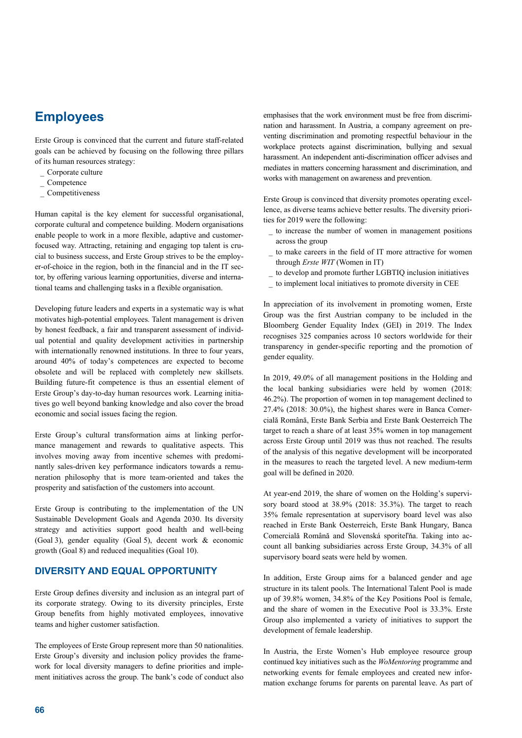# Employees

Erste Group is convinced that the current and future staff-related goals can be achieved by focusing on the following three pillars of its human resources strategy:

- Corporate culture
- Competence
- Competitiveness

Human capital is the key element for successful organisational, corporate cultural and competence building. Modern organisations enable people to work in a more flexible, adaptive and customer-focused way. Attracting, retaining and engaging top talent is crucial to business success, and Erste Group strives to be the employer-of-choice in the region, both in the financial and in the IT sector, by offering various learning opportunities, diverse and international teams and challenging tasks in a flexible organisation.

Developing future leaders and experts in a systematic way is what motivates high-potential employees. Talent management is driven by honest feedback, a fair and transparent assessment of individual potential and quality development activities in partnership with internationally renowned institutions. In three to four years, around 40% of today's competences are expected to become obsolete and will be replaced with completely new skillsets. Building future-fit competence is thus an essential element of Erste Group's day-to-day human resources work. Learning initiatives go well beyond banking knowledge and also cover the broad economic and social issues facing the region.

Erste Group's cultural transformation aims at linking performance management and rewards to qualitative aspects. This involves moving away from incentive schemes with predominantly sales-driven key performance indicators towards a remuneration philosophy that is more team-oriented and takes the prosperity and satisfaction of the customers into account.

Erste Group is contributing to the implementation of the UN Sustainable Development Goals and Agenda 2030. Its diversity strategy and activities support good health and well-being (Goal 3), gender equality (Goal 5), decent work & economic growth (Goal 8) and reduced inequalities (Goal 10).

## DIVERSITY AND EQUAL OPPORTUNITY

Erste Group defines diversity and inclusion as an integral part of its corporate strategy. Owing to its diversity principles, Erste Group benefits from highly motivated employees, innovative teams and higher customer satisfaction.

The employees of Erste Group represent more than 50 nationalities. Erste Group's diversity and inclusion policy provides the framework for local diversity managers to define priorities and implement initiatives across the group. The bank's code of conduct also emphasises that the work environment must be free from discrimination and harassment. In Austria, a company agreement on preventing discrimination and promoting respectful behaviour in the workplace protects against discrimination, bullying and sexual harassment. An independent anti-discrimination officer advises and mediates in matters concerning harassment and discrimination, and works with management on awareness and prevention.

Erste Group is convinced that diversity promotes operating excellence, as diverse teams achieve better results. The diversity priorities for 2019 were the following:

- to increase the number of women in management positions across the group
- to make careers in the field of IT more attractive for women through *Erste WIT* (Women in IT)
- to develop and promote further LGBTIQ inclusion initiatives
- to implement local initiatives to promote diversity in CEE

In appreciation of its involvement in promoting women, Erste Group was the first Austrian company to be included in the Bloomberg Gender Equality Index (GEI) in 2019. The Index recognises 325 companies across 10 sectors worldwide for their transparency in gender-specific reporting and the promotion of gender equality.

In 2019, 49.0% of all management positions in the Holding and the local banking subsidiaries were held by women (2018: 46.2%). The proportion of women in top management declined to 27.4% (2018: 30.0%), the highest shares were in Banca Comercială Română, Erste Bank Serbia and Erste Bank Oesterreich The target to reach a share of at least 35% women in top management across Erste Group until 2019 was thus not reached. The results of the analysis of this negative development will be incorporated in the measures to reach the targeted level. A new medium-term goal will be defined in 2020.

At year-end 2019, the share of women on the Holding's supervisory board stood at 38.9% (2018: 35.3%). The target to reach 35% female representation at supervisory board level was also reached in Erste Bank Oesterreich, Erste Bank Hungary, Banca Comercială Română and Slovenská sporiteľňa. Taking into account all banking subsidiaries across Erste Group, 34.3% of all supervisory board seats were held by women.

In addition, Erste Group aims for a balanced gender and age structure in its talent pools. The International Talent Pool is made up of 39.8% women, 34.8% of the Key Positions Pool is female, and the share of women in the Executive Pool is 33.3%. Erste Group also implemented a variety of initiatives to support the development of female leadership.

In Austria, the Erste Women's Hub employee resource group continued key initiatives such as the *WoMentoring* programme and networking events for female employees and created new information exchange forums for parents on parental leave. As part of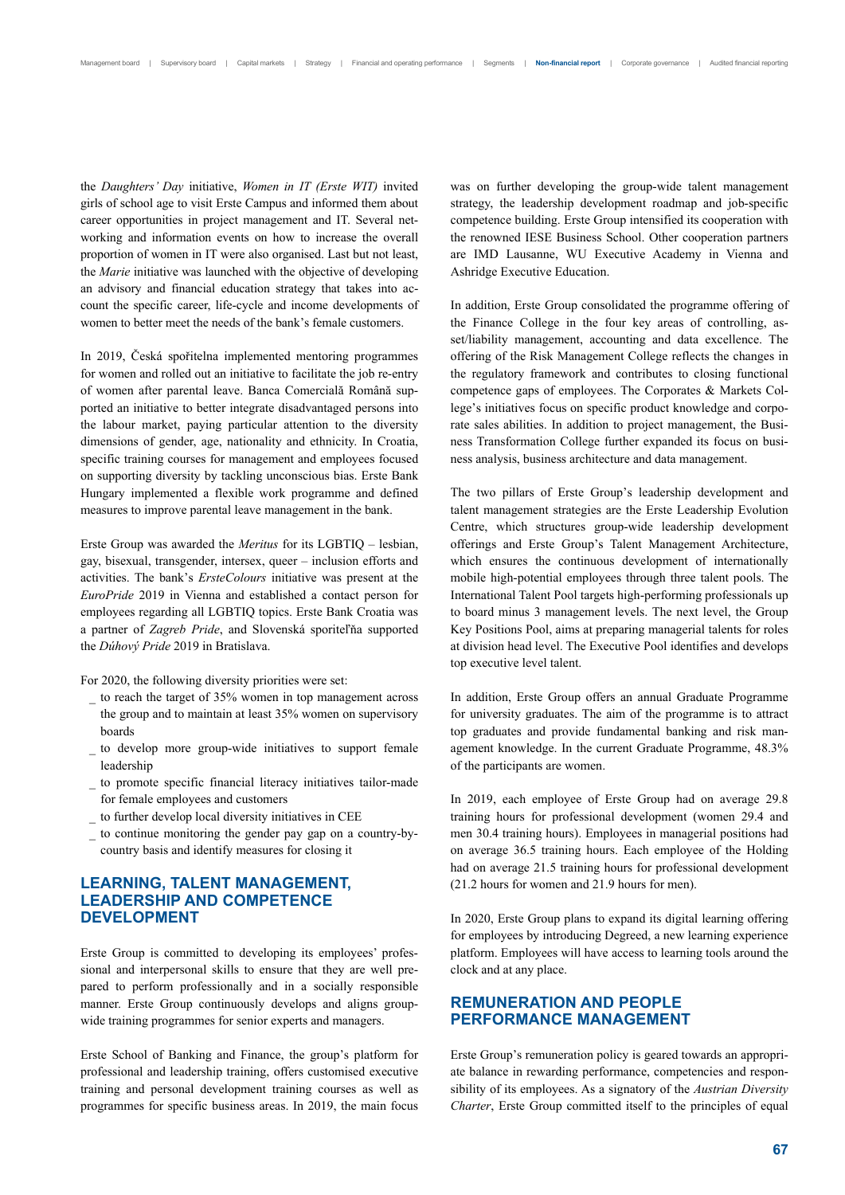the *Daughters' Day* initiative, *Women in IT (Erste WIT)* invited girls of school age to visit Erste Campus and informed them about career opportunities in project management and IT. Several networking and information events on how to increase the overall proportion of women in IT were also organised. Last but not least, the *Marie* initiative was launched with the objective of developing an advisory and financial education strategy that takes into account the specific career, life-cycle and income developments of women to better meet the needs of the bank's female customers.

In 2019, Česká spořitelna implemented mentoring programmes for women and rolled out an initiative to facilitate the job re-entry of women after parental leave. Banca Comercială Română supported an initiative to better integrate disadvantaged persons into the labour market, paying particular attention to the diversity dimensions of gender, age, nationality and ethnicity. In Croatia, specific training courses for management and employees focused on supporting diversity by tackling unconscious bias. Erste Bank Hungary implemented a flexible work programme and defined measures to improve parental leave management in the bank.

Erste Group was awarded the *Meritus* for its LGBTIQ – lesbian, gay, bisexual, transgender, intersex, queer – inclusion efforts and activities. The bank's *ErsteColours* initiative was present at the *EuroPride* 2019 in Vienna and established a contact person for employees regarding all LGBTIQ topics. Erste Bank Croatia was a partner of *Zagreb Pride*, and Slovenská sporiteľňa supported the *Dúhový Pride* 2019 in Bratislava.

For 2020, the following diversity priorities were set:

- to reach the target of 35% women in top management across the group and to maintain at least 35% women on supervisory boards
- to develop more group-wide initiatives to support female leadership
- to promote specific financial literacy initiatives tailor-made for female employees and customers
- to further develop local diversity initiatives in CEE
- to continue monitoring the gender pay gap on a country-by-country basis and identify measures for closing it

## LEARNING, TALENT MANAGEMENT, LEADERSHIP AND COMPETENCE DEVELOPMENT

Erste Group is committed to developing its employees' professional and interpersonal skills to ensure that they are well prepared to perform professionally and in a socially responsible manner. Erste Group continuously develops and aligns group-wide training programmes for senior experts and managers.

Erste School of Banking and Finance, the group's platform for professional and leadership training, offers customised executive training and personal development training courses as well as programmes for specific business areas. In 2019, the main focus was on further developing the group-wide talent management strategy, the leadership development roadmap and job-specific competence building. Erste Group intensified its cooperation with the renowned IESE Business School. Other cooperation partners are IMD Lausanne, WU Executive Academy in Vienna and Ashridge Executive Education.

In addition, Erste Group consolidated the programme offering of the Finance College in the four key areas of controlling, asset/liability management, accounting and data excellence. The offering of the Risk Management College reflects the changes in the regulatory framework and contributes to closing functional competence gaps of employees. The Corporates & Markets College's initiatives focus on specific product knowledge and corporate sales abilities. In addition to project management, the Business Transformation College further expanded its focus on business analysis, business architecture and data management.

The two pillars of Erste Group's leadership development and talent management strategies are the Erste Leadership Evolution Centre, which structures group-wide leadership development offerings and Erste Group's Talent Management Architecture, which ensures the continuous development of internationally mobile high-potential employees through three talent pools. The International Talent Pool targets high-performing professionals up to board minus 3 management levels. The next level, the Group Key Positions Pool, aims at preparing managerial talents for roles at division head level. The Executive Pool identifies and develops top executive level talent.

In addition, Erste Group offers an annual Graduate Programme for university graduates. The aim of the programme is to attract top graduates and provide fundamental banking and risk management knowledge. In the current Graduate Programme, 48.3% of the participants are women.

In 2019, each employee of Erste Group had on average 29.8 training hours for professional development (women 29.4 and men 30.4 training hours). Employees in managerial positions had on average 36.5 training hours. Each employee of the Holding had on average 21.5 training hours for professional development (21.2 hours for women and 21.9 hours for men).

In 2020, Erste Group plans to expand its digital learning offering for employees by introducing Degreed, a new learning experience platform. Employees will have access to learning tools around the clock and at any place.

## REMUNERATION AND PEOPLE PERFORMANCE MANAGEMENT

Erste Group's remuneration policy is geared towards an appropriate balance in rewarding performance, competencies and responsibility of its employees. As a signatory of the *Austrian Diversity Charter*, Erste Group committed itself to the principles of equal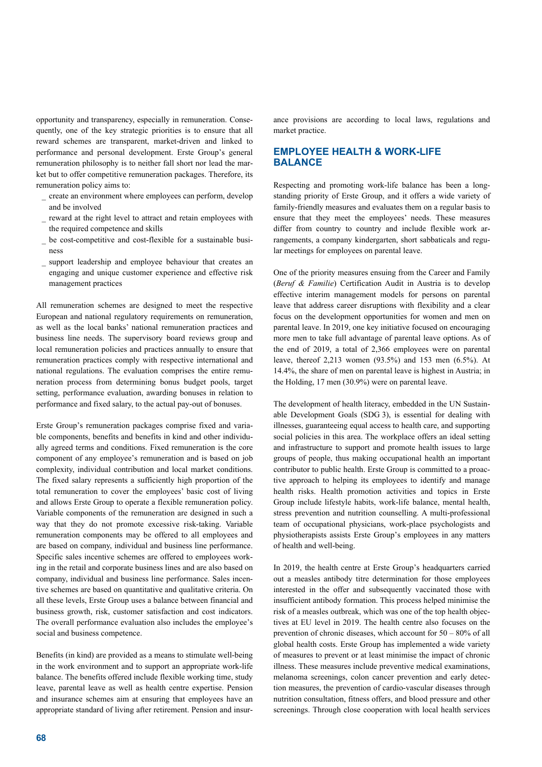opportunity and transparency, especially in remuneration. Consequently, one of the key strategic priorities is to ensure that all reward schemes are transparent, market-driven and linked to performance and personal development. Erste Group's general remuneration philosophy is to neither fall short nor lead the market but to offer competitive remuneration packages. Therefore, its remuneration policy aims to:

- create an environment where employees can perform, develop and be involved
- reward at the right level to attract and retain employees with the required competence and skills
- be cost-competitive and cost-flexible for a sustainable business
- support leadership and employee behaviour that creates an engaging and unique customer experience and effective risk management practices

All remuneration schemes are designed to meet the respective European and national regulatory requirements on remuneration, as well as the local banks' national remuneration practices and business line needs. The supervisory board reviews group and local remuneration policies and practices annually to ensure that remuneration practices comply with respective international and national regulations. The evaluation comprises the entire remuneration process from determining bonus budget pools, target setting, performance evaluation, awarding bonuses in relation to performance and fixed salary, to the actual pay-out of bonuses.

Erste Group's remuneration packages comprise fixed and variable components, benefits and benefits in kind and other individually agreed terms and conditions. Fixed remuneration is the core component of any employee's remuneration and is based on job complexity, individual contribution and local market conditions. The fixed salary represents a sufficiently high proportion of the total remuneration to cover the employees' basic cost of living and allows Erste Group to operate a flexible remuneration policy. Variable components of the remuneration are designed in such a way that they do not promote excessive risk-taking. Variable remuneration components may be offered to all employees and are based on company, individual and business line performance. Specific sales incentive schemes are offered to employees working in the retail and corporate business lines and are also based on company, individual and business line performance. Sales incentive schemes are based on quantitative and qualitative criteria. On all these levels, Erste Group uses a balance between financial and business growth, risk, customer satisfaction and cost indicators. The overall performance evaluation also includes the employee's social and business competence.

Benefits (in kind) are provided as a means to stimulate well-being in the work environment and to support an appropriate work-life balance. The benefits offered include flexible working time, study leave, parental leave as well as health centre expertise. Pension and insurance schemes aim at ensuring that employees have an appropriate standard of living after retirement. Pension and insurance provisions are according to local laws, regulations and market practice.

## EMPLOYEE HEALTH & WORK-LIFE BALANCE

Respecting and promoting work-life balance has been a longstanding priority of Erste Group, and it offers a wide variety of family-friendly measures and evaluates them on a regular basis to ensure that they meet the employees' needs. These measures differ from country to country and include flexible work arrangements, a company kindergarten, short sabbaticals and regular meetings for employees on parental leave.

One of the priority measures ensuing from the Career and Family (*Beruf & Familie*) Certification Audit in Austria is to develop effective interim management models for persons on parental leave that address career disruptions with flexibility and a clear focus on the development opportunities for women and men on parental leave. In 2019, one key initiative focused on encouraging more men to take full advantage of parental leave options. As of the end of 2019, a total of 2,366 employees were on parental leave, thereof 2,213 women (93.5%) and 153 men (6.5%). At 14.4%, the share of men on parental leave is highest in Austria; in the Holding, 17 men (30.9%) were on parental leave.

The development of health literacy, embedded in the UN Sustainable Development Goals (SDG 3), is essential for dealing with illnesses, guaranteeing equal access to health care, and supporting social policies in this area. The workplace offers an ideal setting and infrastructure to support and promote health issues to large groups of people, thus making occupational health an important contributor to public health. Erste Group is committed to a proactive approach to helping its employees to identify and manage health risks. Health promotion activities and topics in Erste Group include lifestyle habits, work-life balance, mental health, stress prevention and nutrition counselling. A multi-professional team of occupational physicians, work-place psychologists and physiotherapists assists Erste Group's employees in any matters of health and well-being.

In 2019, the health centre at Erste Group's headquarters carried out a measles antibody titre determination for those employees interested in the offer and subsequently vaccinated those with insufficient antibody formation. This process helped minimise the risk of a measles outbreak, which was one of the top health objectives at EU level in 2019. The health centre also focuses on the prevention of chronic diseases, which account for 50 – 80% of all global health costs. Erste Group has implemented a wide variety of measures to prevent or at least minimise the impact of chronic illness. These measures include preventive medical examinations, melanoma screenings, colon cancer prevention and early detection measures, the prevention of cardio-vascular diseases through nutrition consultation, fitness offers, and blood pressure and other screenings. Through close cooperation with local health services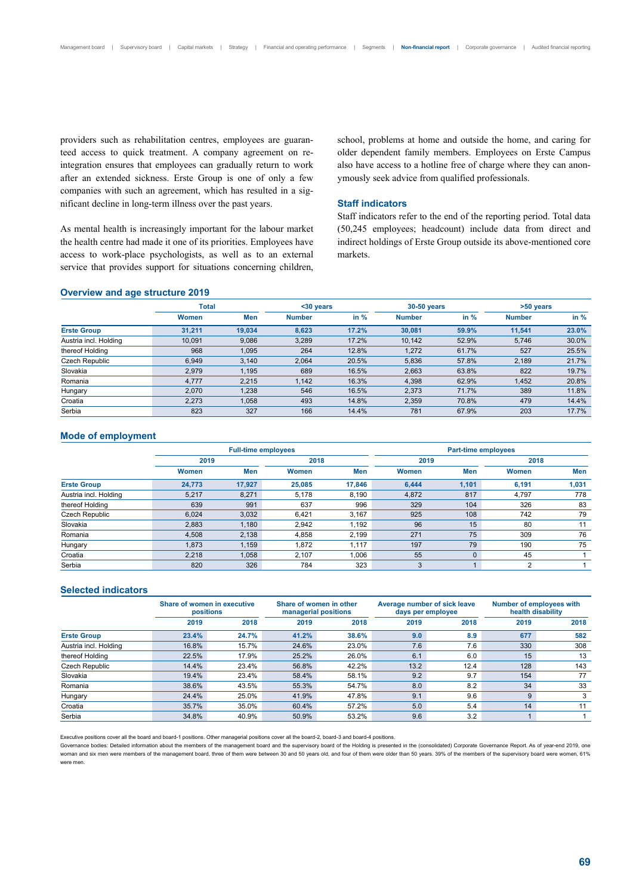providers such as rehabilitation centres, employees are guaranteed access to quick treatment. A company agreement on re-integration ensures that employees can gradually return to work after an extended sickness. Erste Group is one of only a few companies with such an agreement, which has resulted in a significant decline in long-term illness over the past years.

As mental health is increasingly important for the labour market the health centre had made it one of its priorities. Employees have access to work-place psychologists, as well as to an external service that provides support for situations concerning children, school, problems at home and outside the home, and caring for older dependent family members. Employees on Erste Campus also have access to a hotline free of charge where they can anonymously seek advice from qualified professionals.

### Staff indicators

Staff indicators refer to the end of the reporting period. Total data (50,245 employees; headcount) include data from direct and indirect holdings of Erste Group outside its above-mentioned core markets.

### Overview and age structure 2019

| | Total | | <30 years | | 30-50 years | | >50 years | |
|---|---|---|---|---|---|---|---|---|
| | Women | Men | Number | in % | Number | in % | Number | in % |
| **Erste Group** | **31,211** | **19,034** | **8,623** | **17.2%** | **30,081** | **59.9%** | **11,541** | **23.0%** |
| Austria incl. Holding | 10,091 | 9,086 | 3,289 | 17.2% | 10,142 | 52.9% | 5,746 | 30.0% |
| thereof Holding | 968 | 1,095 | 264 | 12.8% | 1,272 | 61.7% | 527 | 25.5% |
| Czech Republic | 6,949 | 3,140 | 2,064 | 20.5% | 5,836 | 57.8% | 2,189 | 21.7% |
| Slovakia | 2,979 | 1,195 | 689 | 16.5% | 2,663 | 63.8% | 822 | 19.7% |
| Romania | 4,777 | 2,215 | 1,142 | 16.3% | 4,398 | 62.9% | 1,452 | 20.8% |
| Hungary | 2,070 | 1,238 | 546 | 16.5% | 2,373 | 71.7% | 389 | 11.8% |
| Croatia | 2,273 | 1,058 | 493 | 14.8% | 2,359 | 70.8% | 479 | 14.4% |
| Serbia | 823 | 327 | 166 | 14.4% | 781 | 67.9% | 203 | 17.7% |

### Mode of employment

| | Full-time employees | | | | Part-time employees | | | |
|---|---|---|---|---|---|---|---|---|
| | 2019 | | 2018 | | 2019 | | 2018 | |
| | Women | Men | Women | Men | Women | Men | Women | Men |
| **Erste Group** | **24,773** | **17,927** | **25,085** | **17,846** | **6,444** | **1,101** | **6,191** | **1,031** |
| Austria incl. Holding | 5,217 | 8,271 | 5,178 | 8,190 | 4,872 | 817 | 4,797 | 778 |
| thereof Holding | 639 | 991 | 637 | 996 | 329 | 104 | 326 | 83 |
| Czech Republic | 6,024 | 3,032 | 6,421 | 3,167 | 925 | 108 | 742 | 79 |
| Slovakia | 2,883 | 1,180 | 2,942 | 1,192 | 96 | 15 | 80 | 11 |
| Romania | 4,508 | 2,138 | 4,858 | 2,199 | 271 | 75 | 309 | 76 |
| Hungary | 1,873 | 1,159 | 1,872 | 1,117 | 197 | 79 | 190 | 75 |
| Croatia | 2,218 | 1,058 | 2,107 | 1,006 | 55 | 0 | 45 | 1 |
| Serbia | 820 | 326 | 784 | 323 | 3 | 1 | 2 | 1 |

### Selected indicators

| | Share of women in executive positions | | Share of women in other managerial positions | | Average number of sick leave days per employee | | Number of employees with health disability | |
|---|---|---|---|---|---|---|---|---|
| | 2019 | 2018 | 2019 | 2018 | 2019 | 2018 | 2019 | 2018 |
| **Erste Group** | **23.4%** | **24.7%** | **41.2%** | **38.6%** | **9.0** | **8.9** | **677** | **582** |
| Austria incl. Holding | 16.8% | 15.7% | 24.6% | 23.0% | 7.6 | 7.6 | 330 | 308 |
| thereof Holding | 22.5% | 17.9% | 25.2% | 26.0% | 6.1 | 6.0 | 15 | 13 |
| Czech Republic | 14.4% | 23.4% | 56.8% | 42.2% | 13.2 | 12.4 | 128 | 143 |
| Slovakia | 19.4% | 23.4% | 58.4% | 58.1% | 9.2 | 9.7 | 154 | 77 |
| Romania | 38.6% | 43.5% | 55.3% | 54.7% | 8.0 | 8.2 | 34 | 33 |
| Hungary | 24.4% | 25.0% | 41.9% | 47.8% | 9.1 | 9.6 | 9 | 3 |
| Croatia | 35.7% | 35.0% | 60.4% | 57.2% | 5.0 | 5.4 | 14 | 11 |
| Serbia | 34.8% | 40.9% | 50.9% | 53.2% | 9.6 | 3.2 | 1 | 1 |

Executive positions cover all the board and board-1 positions. Other managerial positions cover all the board-2, board-3 and board-4 positions.

Governance bodies: Detailed information about the members of the management board and the supervisory board of the Holding is presented in the (consolidated) Corporate Governance Report. As of year-end 2019, one woman and six men were members of the management board, three of them were between 30 and 50 years old, and four of them were older than 50 years. 39% of the members of the supervisory board were women, 61% were men.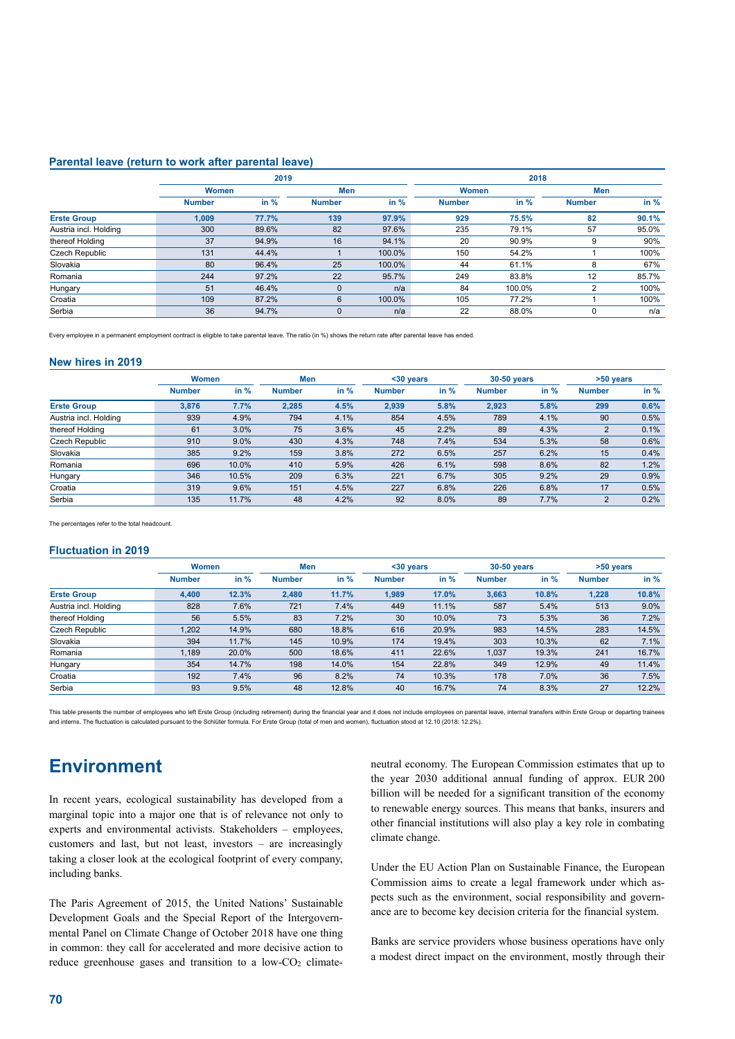### Parental leave (return to work after parental leave)

| | 2019 | | | | 2018 | | | |
|---|---|---|---|---|---|---|---|---|
| | Women | | Men | | Women | | Men | |
| | Number | in % | Number | in % | Number | in % | Number | in % |
| **Erste Group** | **1,009** | **77.7%** | **139** | **97.9%** | **929** | **75.5%** | **82** | **90.1%** |
| Austria incl. Holding | 300 | 89.6% | 82 | 97.6% | 235 | 79.1% | 57 | 95.0% |
| thereof Holding | 37 | 94.9% | 16 | 94.1% | 20 | 90.9% | 9 | 90% |
| Czech Republic | 131 | 44.4% | 1 | 100.0% | 150 | 54.2% | 1 | 100% |
| Slovakia | 80 | 96.4% | 25 | 100.0% | 44 | 61.1% | 8 | 67% |
| Romania | 244 | 97.2% | 22 | 95.7% | 249 | 83.8% | 12 | 85.7% |
| Hungary | 51 | 46.4% | 0 | n/a | 84 | 100.0% | 2 | 100% |
| Croatia | 109 | 87.2% | 6 | 100.0% | 105 | 77.2% | 1 | 100% |
| Serbia | 36 | 94.7% | 0 | n/a | 22 | 88.0% | 0 | n/a |

Every employee in a permanent employment contract is eligible to take parental leave. The ratio (in %) shows the return rate after parental leave has ended.

### New hires in 2019

| | Women | | Men | | <30 years | | 30-50 years | | >50 years | |
|---|---|---|---|---|---|---|---|---|---|---|
| | Number | in % | Number | in % | Number | in % | Number | in % | Number | in % |
| **Erste Group** | **3,876** | **7.7%** | **2,285** | **4.5%** | **2,939** | **5.8%** | **2,923** | **5.8%** | **299** | **0.6%** |
| Austria incl. Holding | 939 | 4.9% | 794 | 4.1% | 854 | 4.5% | 789 | 4.1% | 90 | 0.5% |
| thereof Holding | 61 | 3.0% | 75 | 3.6% | 45 | 2.2% | 89 | 4.3% | 2 | 0.1% |
| Czech Republic | 910 | 9.0% | 430 | 4.3% | 748 | 7.4% | 534 | 5.3% | 58 | 0.6% |
| Slovakia | 385 | 9.2% | 159 | 3.8% | 272 | 6.5% | 257 | 6.2% | 15 | 0.4% |
| Romania | 696 | 10.0% | 410 | 5.9% | 426 | 6.1% | 598 | 8.6% | 82 | 1.2% |
| Hungary | 346 | 10.5% | 209 | 6.3% | 221 | 6.7% | 305 | 9.2% | 29 | 0.9% |
| Croatia | 319 | 9.6% | 151 | 4.5% | 227 | 6.8% | 226 | 6.8% | 17 | 0.5% |
| Serbia | 135 | 11.7% | 48 | 4.2% | 92 | 8.0% | 89 | 7.7% | 2 | 0.2% |

The percentages refer to the total headcount.

### Fluctuation in 2019

| | Women | | Men | | <30 years | | 30-50 years | | >50 years | |
|---|---|---|---|---|---|---|---|---|---|---|
| | Number | in % | Number | in % | Number | in % | Number | in % | Number | in % |
| **Erste Group** | **4,400** | **12.3%** | **2,480** | **11.7%** | **1,989** | **17.0%** | **3,663** | **10.8%** | **1,228** | **10.8%** |
| Austria incl. Holding | 828 | 7.6% | 721 | 7.4% | 449 | 11.1% | 587 | 5.4% | 513 | 9.0% |
| thereof Holding | 56 | 5.5% | 83 | 7.2% | 30 | 10.0% | 73 | 5.3% | 36 | 7.2% |
| Czech Republic | 1,202 | 14.9% | 680 | 18.8% | 616 | 20.9% | 983 | 14.5% | 283 | 14.5% |
| Slovakia | 394 | 11.7% | 145 | 10.9% | 174 | 19.4% | 303 | 10.3% | 62 | 7.1% |
| Romania | 1,189 | 20.0% | 500 | 18.6% | 411 | 22.6% | 1,037 | 19.3% | 241 | 16.7% |
| Hungary | 354 | 14.7% | 198 | 14.0% | 154 | 22.8% | 349 | 12.9% | 49 | 11.4% |
| Croatia | 192 | 7.4% | 96 | 8.2% | 74 | 10.3% | 178 | 7.0% | 36 | 7.5% |
| Serbia | 93 | 9.5% | 48 | 12.8% | 40 | 16.7% | 74 | 8.3% | 27 | 12.2% |

This table presents the number of employees who left Erste Group (including retirement) during the financial year and it does not include employees on parental leave, internal transfers within Erste Group or departing trainees and interns. The fluctuation is calculated pursuant to the Schlüter formula. For Erste Group (total of men and women), fluctuation stood at 12.10 (2018: 12.2%).

# Environment

In recent years, ecological sustainability has developed from a marginal topic into a major one that is of relevance not only to experts and environmental activists. Stakeholders – employees, customers and last, but not least, investors – are increasingly taking a closer look at the ecological footprint of every company, including banks.

The Paris Agreement of 2015, the United Nations' Sustainable Development Goals and the Special Report of the Intergovernmental Panel on Climate Change of October 2018 have one thing in common: they call for accelerated and more decisive action to reduce greenhouse gases and transition to a low-$CO_2$ climate-neutral economy. The European Commission estimates that up to the year 2030 additional annual funding of approx. EUR 200 billion will be needed for a significant transition of the economy to renewable energy sources. This means that banks, insurers and other financial institutions will also play a key role in combating climate change.

Under the EU Action Plan on Sustainable Finance, the European Commission aims to create a legal framework under which aspects such as the environment, social responsibility and governance are to become key decision criteria for the financial system.

Banks are service providers whose business operations have only a modest direct impact on the environment, mostly through their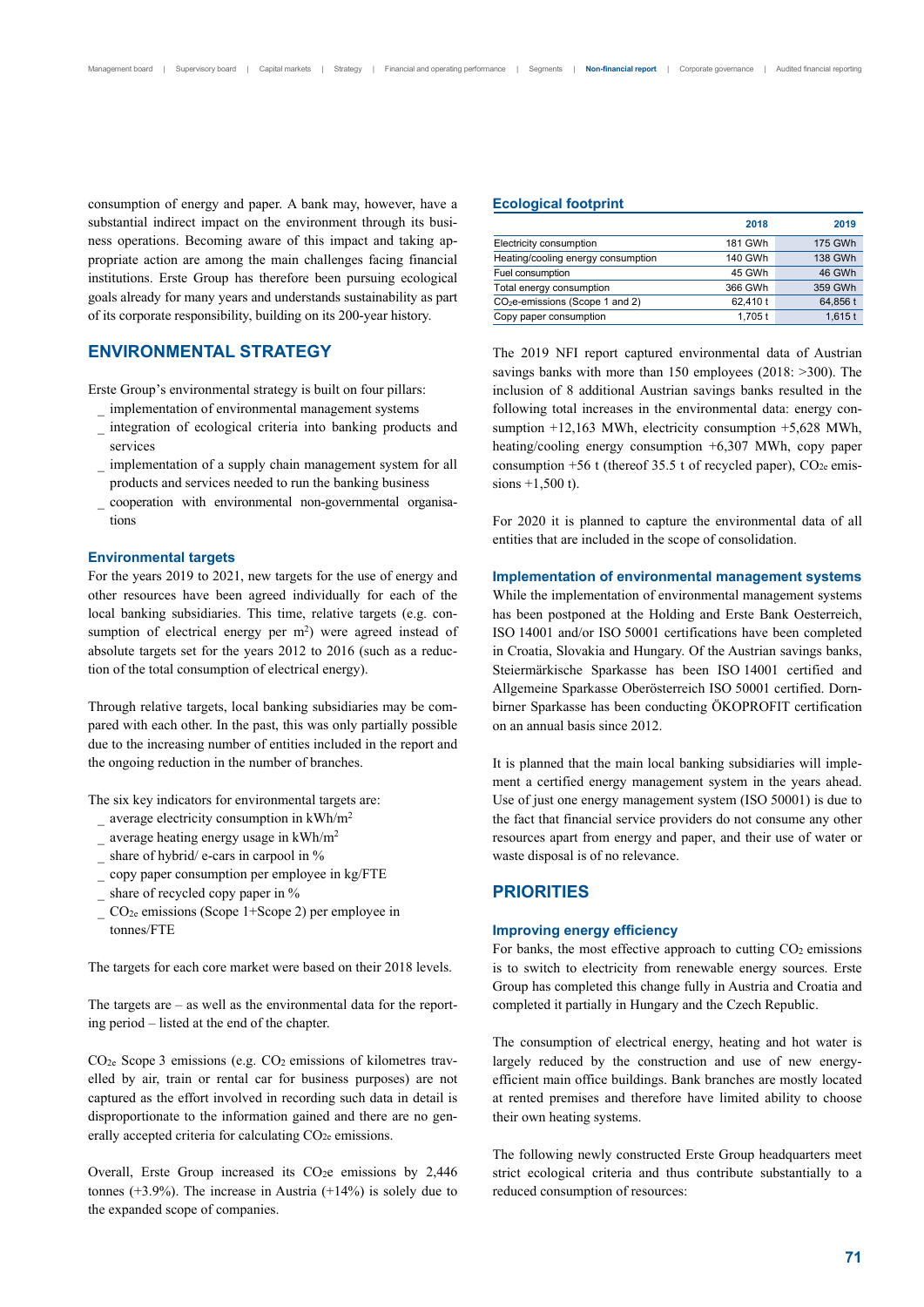consumption of energy and paper. A bank may, however, have a substantial indirect impact on the environment through its business operations. Becoming aware of this impact and taking appropriate action are among the main challenges facing financial institutions. Erste Group has therefore been pursuing ecological goals already for many years and understands sustainability as part of its corporate responsibility, building on its 200-year history.

## ENVIRONMENTAL STRATEGY

Erste Group's environmental strategy is built on four pillars:

- implementation of environmental management systems
- integration of ecological criteria into banking products and services
- implementation of a supply chain management system for all products and services needed to run the banking business
- cooperation with environmental non-governmental organisations

### Environmental targets

For the years 2019 to 2021, new targets for the use of energy and other resources have been agreed individually for each of the local banking subsidiaries. This time, relative targets (e.g. consumption of electrical energy per m²) were agreed instead of absolute targets set for the years 2012 to 2016 (such as a reduction of the total consumption of electrical energy).

Through relative targets, local banking subsidiaries may be compared with each other. In the past, this was only partially possible due to the increasing number of entities included in the report and the ongoing reduction in the number of branches.

The six key indicators for environmental targets are:

- average electricity consumption in kWh/m²
- average heating energy usage in kWh/m²
- share of hybrid/ e-cars in carpool in %
- copy paper consumption per employee in kg/FTE
- share of recycled copy paper in %
- $CO_{2e}$ emissions (Scope 1+Scope 2) per employee in tonnes/FTE

The targets for each core market were based on their 2018 levels.

The targets are – as well as the environmental data for the reporting period – listed at the end of the chapter.

$CO_{2e}$ Scope 3 emissions (e.g. $CO_2$ emissions of kilometres travelled by air, train or rental car for business purposes) are not captured as the effort involved in recording such data in detail is disproportionate to the information gained and there are no generally accepted criteria for calculating $CO_{2e}$ emissions.

Overall, Erste Group increased its $CO_2e$ emissions by 2,446 tonnes (+3.9%). The increase in Austria (+14%) is solely due to the expanded scope of companies.

### Ecological footprint

| | 2018 | 2019 |
|---|---|---|
| Electricity consumption | 181 GWh | 175 GWh |
| Heating/cooling energy consumption | 140 GWh | 138 GWh |
| Fuel consumption | 45 GWh | 46 GWh |
| Total energy consumption | 366 GWh | 359 GWh |
| $CO_2e$-emissions (Scope 1 and 2) | 62,410 t | 64,856 t |
| Copy paper consumption | 1,705 t | 1,615 t |

The 2019 NFI report captured environmental data of Austrian savings banks with more than 150 employees (2018: >300). The inclusion of 8 additional Austrian savings banks resulted in the following total increases in the environmental data: energy consumption +12,163 MWh, electricity consumption +5,628 MWh, heating/cooling energy consumption +6,307 MWh, copy paper consumption +56 t (thereof 35.5 t of recycled paper), $CO_{2e}$ emissions +1,500 t).

For 2020 it is planned to capture the environmental data of all entities that are included in the scope of consolidation.

### Implementation of environmental management systems

While the implementation of environmental management systems has been postponed at the Holding and Erste Bank Oesterreich, ISO 14001 and/or ISO 50001 certifications have been completed in Croatia, Slovakia and Hungary. Of the Austrian savings banks, Steiermärkische Sparkasse has been ISO 14001 certified and Allgemeine Sparkasse Oberösterreich ISO 50001 certified. Dornbirner Sparkasse has been conducting ÖKOPROFIT certification on an annual basis since 2012.

It is planned that the main local banking subsidiaries will implement a certified energy management system in the years ahead. Use of just one energy management system (ISO 50001) is due to the fact that financial service providers do not consume any other resources apart from energy and paper, and their use of water or waste disposal is of no relevance.

## PRIORITIES

### Improving energy efficiency

For banks, the most effective approach to cutting $CO_2$ emissions is to switch to electricity from renewable energy sources. Erste Group has completed this change fully in Austria and Croatia and completed it partially in Hungary and the Czech Republic.

The consumption of electrical energy, heating and hot water is largely reduced by the construction and use of new energy-efficient main office buildings. Bank branches are mostly located at rented premises and therefore have limited ability to choose their own heating systems.

The following newly constructed Erste Group headquarters meet strict ecological criteria and thus contribute substantially to a reduced consumption of resources: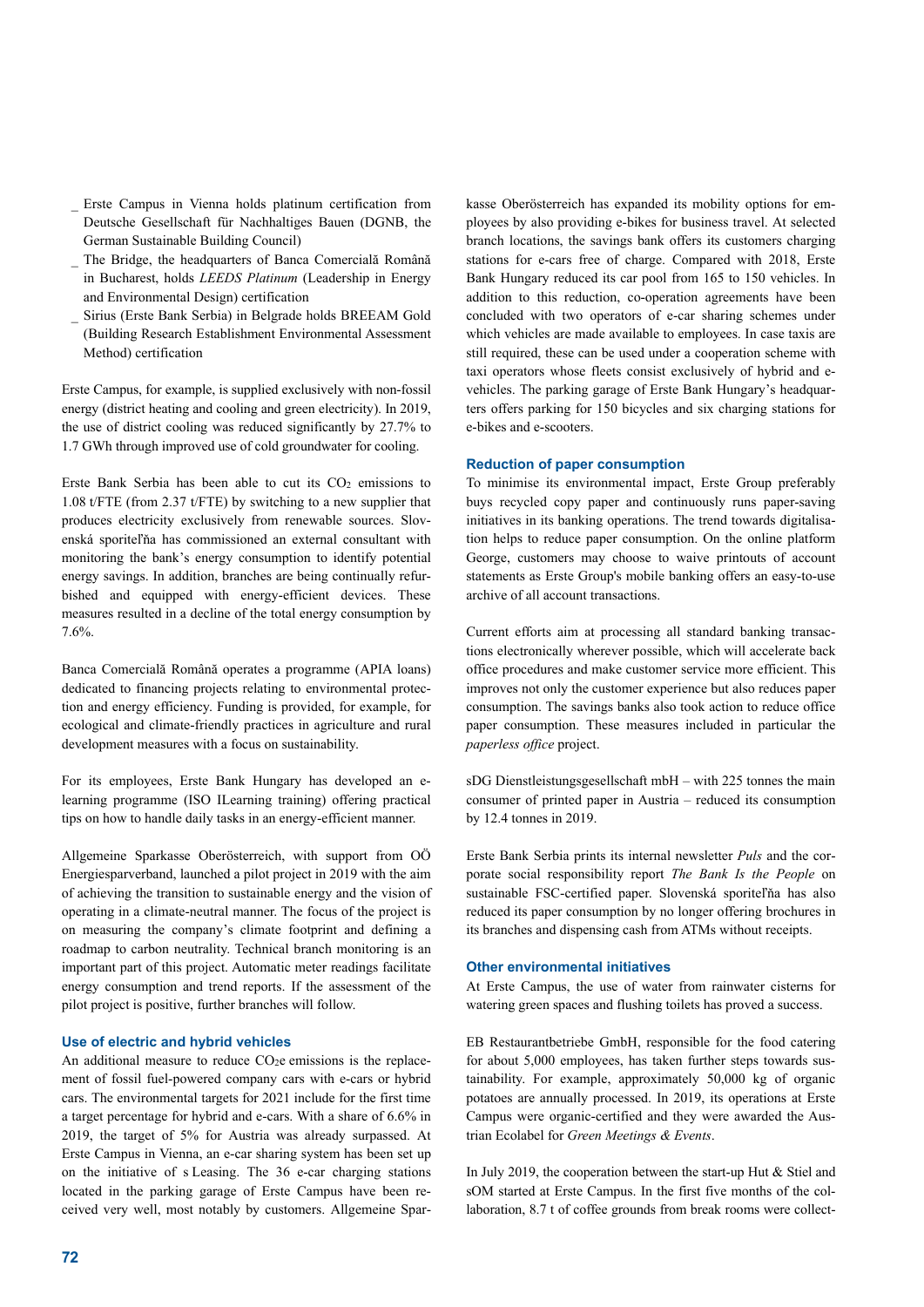- _ Erste Campus in Vienna holds platinum certification from Deutsche Gesellschaft für Nachhaltiges Bauen (DGNB, the German Sustainable Building Council)
- _ The Bridge, the headquarters of Banca Comercială Română in Bucharest, holds *LEEDS Platinum* (Leadership in Energy and Environmental Design) certification
- _ Sirius (Erste Bank Serbia) in Belgrade holds BREEAM Gold (Building Research Establishment Environmental Assessment Method) certification

Erste Campus, for example, is supplied exclusively with non-fossil energy (district heating and cooling and green electricity). In 2019, the use of district cooling was reduced significantly by 27.7% to 1.7 GWh through improved use of cold groundwater for cooling.

Erste Bank Serbia has been able to cut its $CO_2$ emissions to 1.08 t/FTE (from 2.37 t/FTE) by switching to a new supplier that produces electricity exclusively from renewable sources. Slovenská sporiteľňa has commissioned an external consultant with monitoring the bank's energy consumption to identify potential energy savings. In addition, branches are being continually refurbished and equipped with energy-efficient devices. These measures resulted in a decline of the total energy consumption by 7.6%.

Banca Comercială Română operates a programme (APIA loans) dedicated to financing projects relating to environmental protection and energy efficiency. Funding is provided, for example, for ecological and climate-friendly practices in agriculture and rural development measures with a focus on sustainability.

For its employees, Erste Bank Hungary has developed an e-learning programme (ISO ILearning training) offering practical tips on how to handle daily tasks in an energy-efficient manner.

Allgemeine Sparkasse Oberösterreich, with support from OÖ Energiesparverband, launched a pilot project in 2019 with the aim of achieving the transition to sustainable energy and the vision of operating in a climate-neutral manner. The focus of the project is on measuring the company's climate footprint and defining a roadmap to carbon neutrality. Technical branch monitoring is an important part of this project. Automatic meter readings facilitate energy consumption and trend reports. If the assessment of the pilot project is positive, further branches will follow.

### Use of electric and hybrid vehicles

An additional measure to reduce $CO_2e$ emissions is the replacement of fossil fuel-powered company cars with e-cars or hybrid cars. The environmental targets for 2021 include for the first time a target percentage for hybrid and e-cars. With a share of 6.6% in 2019, the target of 5% for Austria was already surpassed. At Erste Campus in Vienna, an e-car sharing system has been set up on the initiative of s Leasing. The 36 e-car charging stations located in the parking garage of Erste Campus have been received very well, most notably by customers. Allgemeine Sparkasse Oberösterreich has expanded its mobility options for employees by also providing e-bikes for business travel. At selected branch locations, the savings bank offers its customers charging stations for e-cars free of charge. Compared with 2018, Erste Bank Hungary reduced its car pool from 165 to 150 vehicles. In addition to this reduction, co-operation agreements have been concluded with two operators of e-car sharing schemes under which vehicles are made available to employees. In case taxis are still required, these can be used under a cooperation scheme with taxi operators whose fleets consist exclusively of hybrid and e-vehicles. The parking garage of Erste Bank Hungary's headquarters offers parking for 150 bicycles and six charging stations for e-bikes and e-scooters.

### Reduction of paper consumption

To minimise its environmental impact, Erste Group preferably buys recycled copy paper and continuously runs paper-saving initiatives in its banking operations. The trend towards digitalisation helps to reduce paper consumption. On the online platform George, customers may choose to waive printouts of account statements as Erste Group's mobile banking offers an easy-to-use archive of all account transactions.

Current efforts aim at processing all standard banking transactions electronically wherever possible, which will accelerate back office procedures and make customer service more efficient. This improves not only the customer experience but also reduces paper consumption. The savings banks also took action to reduce office paper consumption. These measures included in particular the *paperless office* project.

sDG Dienstleistungsgesellschaft mbH – with 225 tonnes the main consumer of printed paper in Austria – reduced its consumption by 12.4 tonnes in 2019.

Erste Bank Serbia prints its internal newsletter *Puls* and the corporate social responsibility report *The Bank Is the People* on sustainable FSC-certified paper. Slovenská sporiteľňa has also reduced its paper consumption by no longer offering brochures in its branches and dispensing cash from ATMs without receipts.

### Other environmental initiatives

At Erste Campus, the use of water from rainwater cisterns for watering green spaces and flushing toilets has proved a success.

EB Restaurantbetriebe GmbH, responsible for the food catering for about 5,000 employees, has taken further steps towards sustainability. For example, approximately 50,000 kg of organic potatoes are annually processed. In 2019, its operations at Erste Campus were organic-certified and they were awarded the Austrian Ecolabel for *Green Meetings & Events*.

In July 2019, the cooperation between the start-up Hut & Stiel and sOM started at Erste Campus. In the first five months of the collaboration, 8.7 t of coffee grounds from break rooms were collect-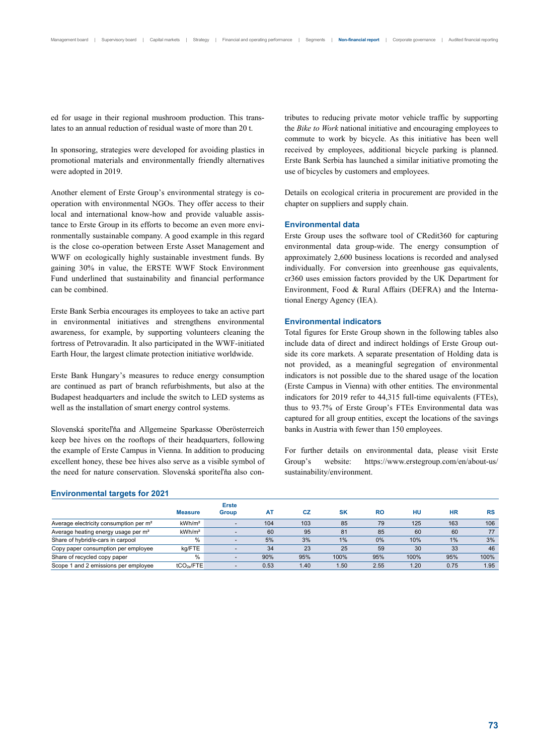ed for usage in their regional mushroom production. This translates to an annual reduction of residual waste of more than 20 t.

In sponsoring, strategies were developed for avoiding plastics in promotional materials and environmentally friendly alternatives were adopted in 2019.

Another element of Erste Group's environmental strategy is cooperation with environmental NGOs. They offer access to their local and international know-how and provide valuable assistance to Erste Group in its efforts to become an even more environmentally sustainable company. A good example in this regard is the close co-operation between Erste Asset Management and WWF on ecologically highly sustainable investment funds. By gaining 30% in value, the ERSTE WWF Stock Environment Fund underlined that sustainability and financial performance can be combined.

Erste Bank Serbia encourages its employees to take an active part in environmental initiatives and strengthens environmental awareness, for example, by supporting volunteers cleaning the fortress of Petrovaradin. It also participated in the WWF-initiated Earth Hour, the largest climate protection initiative worldwide.

Erste Bank Hungary's measures to reduce energy consumption are continued as part of branch refurbishments, but also at the Budapest headquarters and include the switch to LED systems as well as the installation of smart energy control systems.

Slovenská sporiteľňa and Allgemeine Sparkasse Oberösterreich keep bee hives on the rooftops of their headquarters, following the example of Erste Campus in Vienna. In addition to producing excellent honey, these bee hives also serve as a visible symbol of the need for nature conservation. Slovenská sporiteľňa also contributes to reducing private motor vehicle traffic by supporting the *Bike to Work* national initiative and encouraging employees to commute to work by bicycle. As this initiative has been well received by employees, additional bicycle parking is planned. Erste Bank Serbia has launched a similar initiative promoting the use of bicycles by customers and employees.

Details on ecological criteria in procurement are provided in the chapter on suppliers and supply chain.

### Environmental data

Erste Group uses the software tool of CRedit360 for capturing environmental data group-wide. The energy consumption of approximately 2,600 business locations is recorded and analysed individually. For conversion into greenhouse gas equivalents, cr360 uses emission factors provided by the UK Department for Environment, Food & Rural Affairs (DEFRA) and the International Energy Agency (IEA).

### Environmental indicators

Total figures for Erste Group shown in the following tables also include data of direct and indirect holdings of Erste Group outside its core markets. A separate presentation of Holding data is not provided, as a meaningful segregation of environmental indicators is not possible due to the shared usage of the location (Erste Campus in Vienna) with other entities. The environmental indicators for 2019 refer to 44,315 full-time equivalents (FTEs), thus to 93.7% of Erste Group's FTEs Environmental data was captured for all group entities, except the locations of the savings banks in Austria with fewer than 150 employees.

For further details on environmental data, please visit Erste Group's website: https://www.erstegroup.com/en/about-us/sustainability/environment.

### Environmental targets for 2021

| | Measure | Erste Group | AT | CZ | SK | RO | HU | HR | RS |
|---|---|---|---|---|---|---|---|---|---|
| Average electricity consumption per m² | kWh/m² | - | 104 | 103 | 85 | 79 | 125 | 163 | 106 |
| Average heating energy usage per m² | kWh/m² | - | 60 | 95 | 81 | 85 | 60 | 60 | 77 |
| Share of hybrid/e-cars in carpool | % | - | 5% | 3% | 1% | 0% | 10% | 1% | 3% |
| Copy paper consumption per employee | kg/FTE | - | 34 | 23 | 25 | 59 | 30 | 33 | 46 |
| Share of recycled copy paper | % | - | 90% | 95% | 100% | 95% | 100% | 95% | 100% |
| Scope 1 and 2 emissions per employee | $tCO_{2e}$/FTE | - | 0.53 | 1.40 | 1.50 | 2.55 | 1.20 | 0.75 | 1.95 |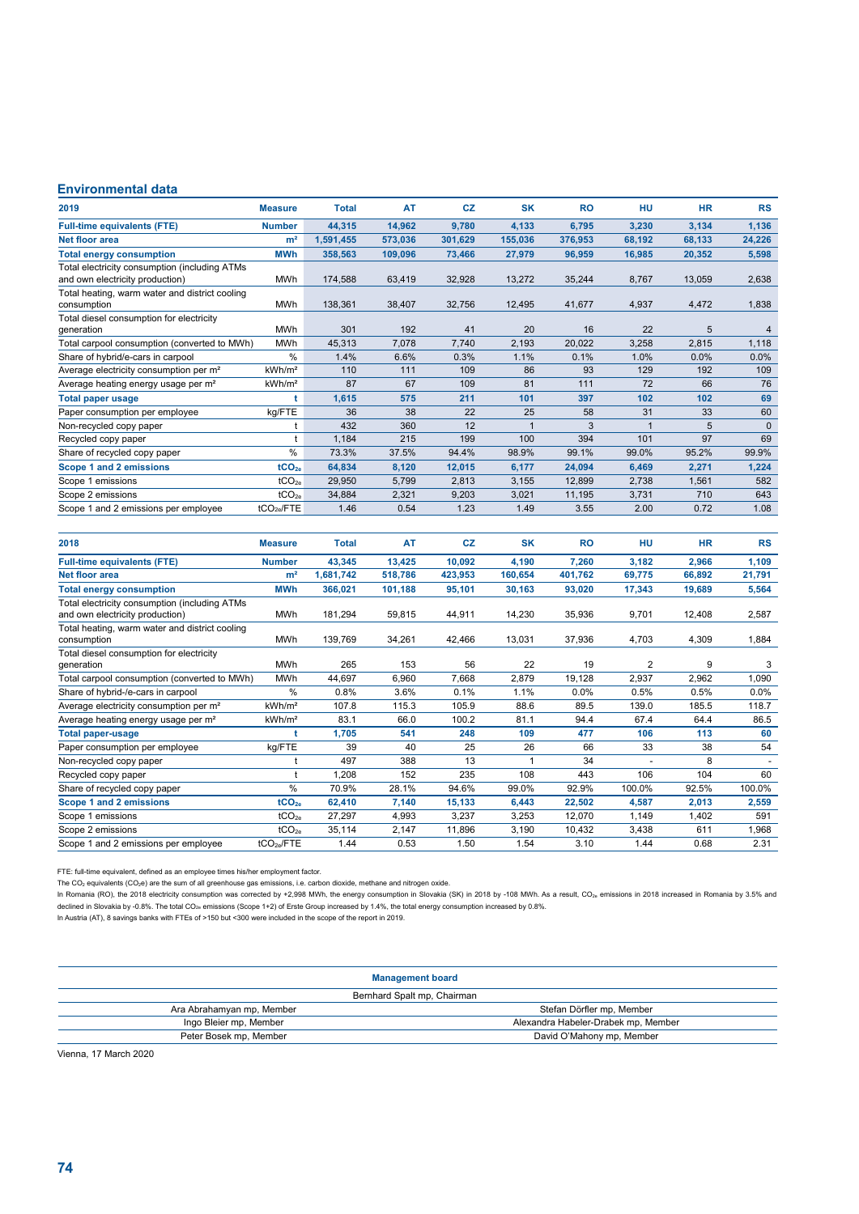## Environmental data

| 2019 | Measure | Total | AT | CZ | SK | RO | HU | HR | RS |
|---|---|---|---|---|---|---|---|---|---|
| **Full-time equivalents (FTE)** | **Number** | **44,315** | **14,962** | **9,780** | **4,133** | **6,795** | **3,230** | **3,134** | **1,136** |
| **Net floor area** | **m²** | **1,591,455** | **573,036** | **301,629** | **155,036** | **376,953** | **68,192** | **68,133** | **24,226** |
| **Total energy consumption** | **MWh** | **358,563** | **109,096** | **73,466** | **27,979** | **96,959** | **16,985** | **20,352** | **5,598** |
| Total electricity consumption (including ATMs and own electricity production) | MWh | 174,588 | 63,419 | 32,928 | 13,272 | 35,244 | 8,767 | 13,059 | 2,638 |
| Total heating, warm water and district cooling consumption | MWh | 138,361 | 38,407 | 32,756 | 12,495 | 41,677 | 4,937 | 4,472 | 1,838 |
| Total diesel consumption for electricity generation | MWh | 301 | 192 | 41 | 20 | 16 | 22 | 5 | 4 |
| Total carpool consumption (converted to MWh) | MWh | 45,313 | 7,078 | 7,740 | 2,193 | 20,022 | 3,258 | 2,815 | 1,118 |
| Share of hybrid/e-cars in carpool | % | 1.4% | 6.6% | 0.3% | 1.1% | 0.1% | 1.0% | 0.0% | 0.0% |
| Average electricity consumption per m² | kWh/m² | 110 | 111 | 109 | 86 | 93 | 129 | 192 | 109 |
| Average heating energy usage per m² | kWh/m² | 87 | 67 | 109 | 81 | 111 | 72 | 66 | 76 |
| **Total paper usage** | **t** | **1,615** | **575** | **211** | **101** | **397** | **102** | **102** | **69** |
| Paper consumption per employee | kg/FTE | 36 | 38 | 22 | 25 | 58 | 31 | 33 | 60 |
| Non-recycled copy paper | t | 432 | 360 | 12 | 1 | 3 | 1 | 5 | 0 |
| Recycled copy paper | t | 1,184 | 215 | 199 | 100 | 394 | 101 | 97 | 69 |
| Share of recycled copy paper | % | 73.3% | 37.5% | 94.4% | 98.9% | 99.1% | 99.0% | 95.2% | 99.9% |
| **Scope 1 and 2 emissions** | **$tCO_{2e}$** | **64,834** | **8,120** | **12,015** | **6,177** | **24,094** | **6,469** | **2,271** | **1,224** |
| Scope 1 emissions | $tCO_{2e}$ | 29,950 | 5,799 | 2,813 | 3,155 | 12,899 | 2,738 | 1,561 | 582 |
| Scope 2 emissions | $tCO_{2e}$ | 34,884 | 2,321 | 9,203 | 3,021 | 11,195 | 3,731 | 710 | 643 |
| Scope 1 and 2 emissions per employee | $tCO_{2e}$/FTE | 1.46 | 0.54 | 1.23 | 1.49 | 3.55 | 2.00 | 0.72 | 1.08 |

| 2018 | Measure | Total | AT | CZ | SK | RO | HU | HR | RS |
|---|---|---|---|---|---|---|---|---|---|
| **Full-time equivalents (FTE)** | **Number** | **43,345** | **13,425** | **10,092** | **4,190** | **7,260** | **3,182** | **2,966** | **1,109** |
| **Net floor area** | **m²** | **1,681,742** | **518,786** | **423,953** | **160,654** | **401,762** | **69,775** | **66,892** | **21,791** |
| **Total energy consumption** | **MWh** | **366,021** | **101,188** | **95,101** | **30,163** | **93,020** | **17,343** | **19,689** | **5,564** |
| Total electricity consumption (including ATMs and own electricity production) | MWh | 181,294 | 59,815 | 44,911 | 14,230 | 35,936 | 9,701 | 12,408 | 2,587 |
| Total heating, warm water and district cooling consumption | MWh | 139,769 | 34,261 | 42,466 | 13,031 | 37,936 | 4,703 | 4,309 | 1,884 |
| Total diesel consumption for electricity generation | MWh | 265 | 153 | 56 | 22 | 19 | 2 | 9 | 3 |
| Total carpool consumption (converted to MWh) | MWh | 44,697 | 6,960 | 7,668 | 2,879 | 19,128 | 2,937 | 2,962 | 1,090 |
| Share of hybrid-/e-cars in carpool | % | 0.8% | 3.6% | 0.1% | 1.1% | 0.0% | 0.5% | 0.5% | 0.0% |
| Average electricity consumption per m² | kWh/m² | 107.8 | 115.3 | 105.9 | 88.6 | 89.5 | 139.0 | 185.5 | 118.7 |
| Average heating energy usage per m² | kWh/m² | 83.1 | 66.0 | 100.2 | 81.1 | 94.4 | 67.4 | 64.4 | 86.5 |
| **Total paper-usage** | **t** | **1,705** | **541** | **248** | **109** | **477** | **106** | **113** | **60** |
| Paper consumption per employee | kg/FTE | 39 | 40 | 25 | 26 | 66 | 33 | 38 | 54 |
| Non-recycled copy paper | t | 497 | 388 | 13 | 1 | 34 | - | 8 | - |
| Recycled copy paper | t | 1,208 | 152 | 235 | 108 | 443 | 106 | 104 | 60 |
| Share of recycled copy paper | % | 70.9% | 28.1% | 94.6% | 99.0% | 92.9% | 100.0% | 92.5% | 100.0% |
| **Scope 1 and 2 emissions** | **$tCO_{2e}$** | **62,410** | **7,140** | **15,133** | **6,443** | **22,502** | **4,587** | **2,013** | **2,559** |
| Scope 1 emissions | $tCO_{2e}$ | 27,297 | 4,993 | 3,237 | 3,253 | 12,070 | 1,149 | 1,402 | 591 |
| Scope 2 emissions | $tCO_{2e}$ | 35,114 | 2,147 | 11,896 | 3,190 | 10,432 | 3,438 | 611 | 1,968 |
| Scope 1 and 2 emissions per employee | $tCO_{2e}$/FTE | 1.44 | 0.53 | 1.50 | 1.54 | 3.10 | 1.44 | 0.68 | 2.31 |

FTE: full-time equivalent, defined as an employee times his/her employment factor.

The $CO_2$ equivalents ($CO_2e$) are the sum of all greenhouse gas emissions, i.e. carbon dioxide, methane and nitrogen oxide.

In Romania (RO), the 2018 electricity consumption was corrected by +2,998 MWh, the energy consumption in Slovakia (SK) in 2018 by -108 MWh. As a result, $CO_{2e}$ emissions in 2018 increased in Romania by 3.5% and declined in Slovakia by -0.8%. The total $CO_{2e}$ emissions (Scope 1+2) of Erste Group increased by 1.4%, the total energy consumption increased by 0.8%.

In Austria (AT), 8 savings banks with FTEs of >150 but <300 were included in the scope of the report in 2019.

| Management board | |
|---|---|
| Bernhard Spalt mp, Chairman | |
| Ara Abrahamyan mp, Member | Stefan Dörfler mp, Member |
| Ingo Bleier mp, Member | Alexandra Habeler-Drabek mp, Member |
| Peter Bosek mp, Member | David O'Mahony mp, Member |

Vienna, 17 March 2020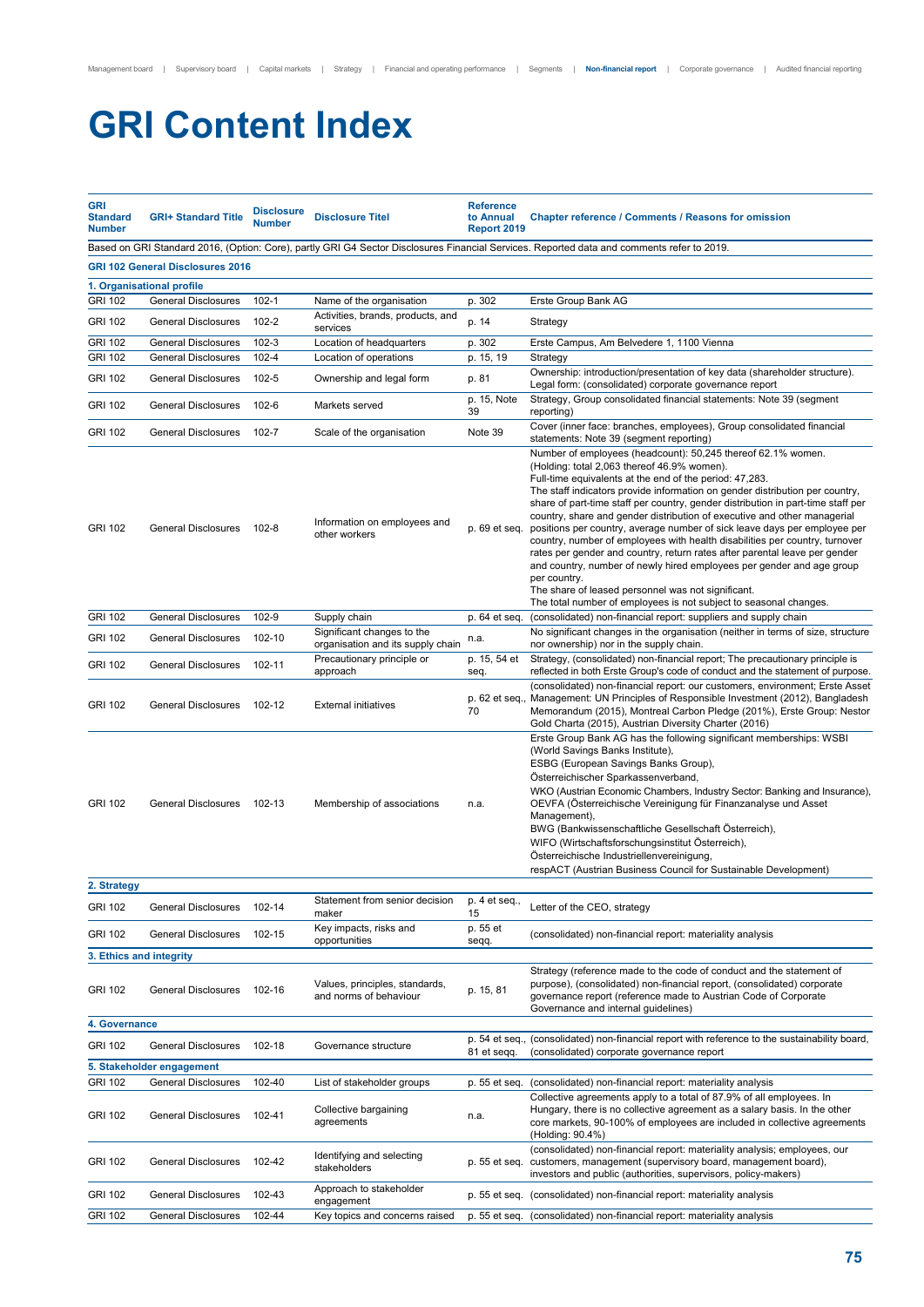# GRI Content Index

| GRI Standard Number | GRI+ Standard Title | Disclosure Number | Disclosure Titel | Reference to Annual Report 2019 | Chapter reference / Comments / Reasons for omission |
|---|---|---|---|---|---|
| Based on GRI Standard 2016, (Option: Core), partly GRI G4 Sector Disclosures Financial Services. Reported data and comments refer to 2019. | | | | | |
| **GRI 102 General Disclosures 2016** | | | | | |
| **1. Organisational profile** | | | | | |
| GRI 102 | General Disclosures | 102-1 | Name of the organisation | p. 302 | Erste Group Bank AG |
| GRI 102 | General Disclosures | 102-2 | Activities, brands, products, and services | p. 14 | Strategy |
| GRI 102 | General Disclosures | 102-3 | Location of headquarters | p. 302 | Erste Campus, Am Belvedere 1, 1100 Vienna |
| GRI 102 | General Disclosures | 102-4 | Location of operations | p. 15, 19 | Strategy |
| GRI 102 | General Disclosures | 102-5 | Ownership and legal form | p. 81 | Ownership: introduction/presentation of key data (shareholder structure). Legal form: (consolidated) corporate governance report |
| GRI 102 | General Disclosures | 102-6 | Markets served | p. 15, Note 39 | Strategy, Group consolidated financial statements: Note 39 (segment reporting) |
| GRI 102 | General Disclosures | 102-7 | Scale of the organisation | Note 39 | Cover (inner face: branches, employees), Group consolidated financial statements: Note 39 (segment reporting) |
| GRI 102 | General Disclosures | 102-8 | Information on employees and other workers | p. 69 et seq. | Number of employees (headcount): 50,245 thereof 62.1% women. (Holding: total 2,063 thereof 46.9% women). Full-time equivalents at the end of the period: 47,283. The staff indicators provide information on gender distribution per country, share of part-time staff per country, gender distribution in part-time staff per country, share and gender distribution of executive and other managerial positions per country, average number of sick leave days per employee per country, number of employees with health disabilities per country, turnover rates per gender and country, return rates after parental leave per gender and country, number of newly hired employees per gender and age group per country. The share of leased personnel was not significant. The total number of employees is not subject to seasonal changes. |
| GRI 102 | General Disclosures | 102-9 | Supply chain | p. 64 et seq. | (consolidated) non-financial report: suppliers and supply chain |
| GRI 102 | General Disclosures | 102-10 | Significant changes to the organisation and its supply chain | n.a. | No significant changes in the organisation (neither in terms of size, structure nor ownership) nor in the supply chain. |
| GRI 102 | General Disclosures | 102-11 | Precautionary principle or approach | p. 15, 54 et seq. | Strategy, (consolidated) non-financial report; The precautionary principle is reflected in both Erste Group's code of conduct and the statement of purpose. |
| GRI 102 | General Disclosures | 102-12 | External initiatives | p. 62 et seq., 70 | (consolidated) non-financial report: our customers, environment; Erste Asset Management: UN Principles of Responsible Investment (2012), Bangladesh Memorandum (2015), Montreal Carbon Pledge (201%), Erste Group: Nestor Gold Charta (2015), Austrian Diversity Charter (2016) |
| GRI 102 | General Disclosures | 102-13 | Membership of associations | n.a. | Erste Group Bank AG has the following significant memberships: WSBI (World Savings Banks Institute), ESBG (European Savings Banks Group), Österreichischer Sparkassenverband, WKO (Austrian Economic Chambers, Industry Sector: Banking and Insurance), OEVFA (Österreichische Vereinigung für Finanzanalyse und Asset Management), BWG (Bankwissenschaftliche Gesellschaft Österreich), WIFO (Wirtschaftsforschungsinstitut Österreich), Österreichische Industriellenvereinigung, respACT (Austrian Business Council for Sustainable Development) |
| **2. Strategy** | | | | | |
| GRI 102 | General Disclosures | 102-14 | Statement from senior decision maker | p. 4 et seq., 15 | Letter of the CEO, strategy |
| GRI 102 | General Disclosures | 102-15 | Key impacts, risks and opportunities | p. 55 et seqq. | (consolidated) non-financial report: materiality analysis |
| **3. Ethics and integrity** | | | | | |
| GRI 102 | General Disclosures | 102-16 | Values, principles, standards, and norms of behaviour | p. 15, 81 | Strategy (reference made to the code of conduct and the statement of purpose), (consolidated) non-financial report, (consolidated) corporate governance report (reference made to Austrian Code of Corporate Governance and internal guidelines) |
| **4. Governance** | | | | | |
| GRI 102 | General Disclosures | 102-18 | Governance structure | p. 54 et seq., 81 et seqq. | (consolidated) non-financial report with reference to the sustainability board, (consolidated) corporate governance report |
| **5. Stakeholder engagement** | | | | | |
| GRI 102 | General Disclosures | 102-40 | List of stakeholder groups | p. 55 et seq. | (consolidated) non-financial report: materiality analysis |
| GRI 102 | General Disclosures | 102-41 | Collective bargaining agreements | n.a. | Collective agreements apply to a total of 87.9% of all employees. In Hungary, there is no collective agreement as a salary basis. In the other core markets, 90-100% of employees are included in collective agreements (Holding: 90.4%) |
| GRI 102 | General Disclosures | 102-42 | Identifying and selecting stakeholders | p. 55 et seq. | (consolidated) non-financial report: materiality analysis; employees, our customers, management (supervisory board, management board), investors and public (authorities, supervisors, policy-makers) |
| GRI 102 | General Disclosures | 102-43 | Approach to stakeholder engagement | p. 55 et seq. | (consolidated) non-financial report: materiality analysis |
| GRI 102 | General Disclosures | 102-44 | Key topics and concerns raised | p. 55 et seq. | (consolidated) non-financial report: materiality analysis |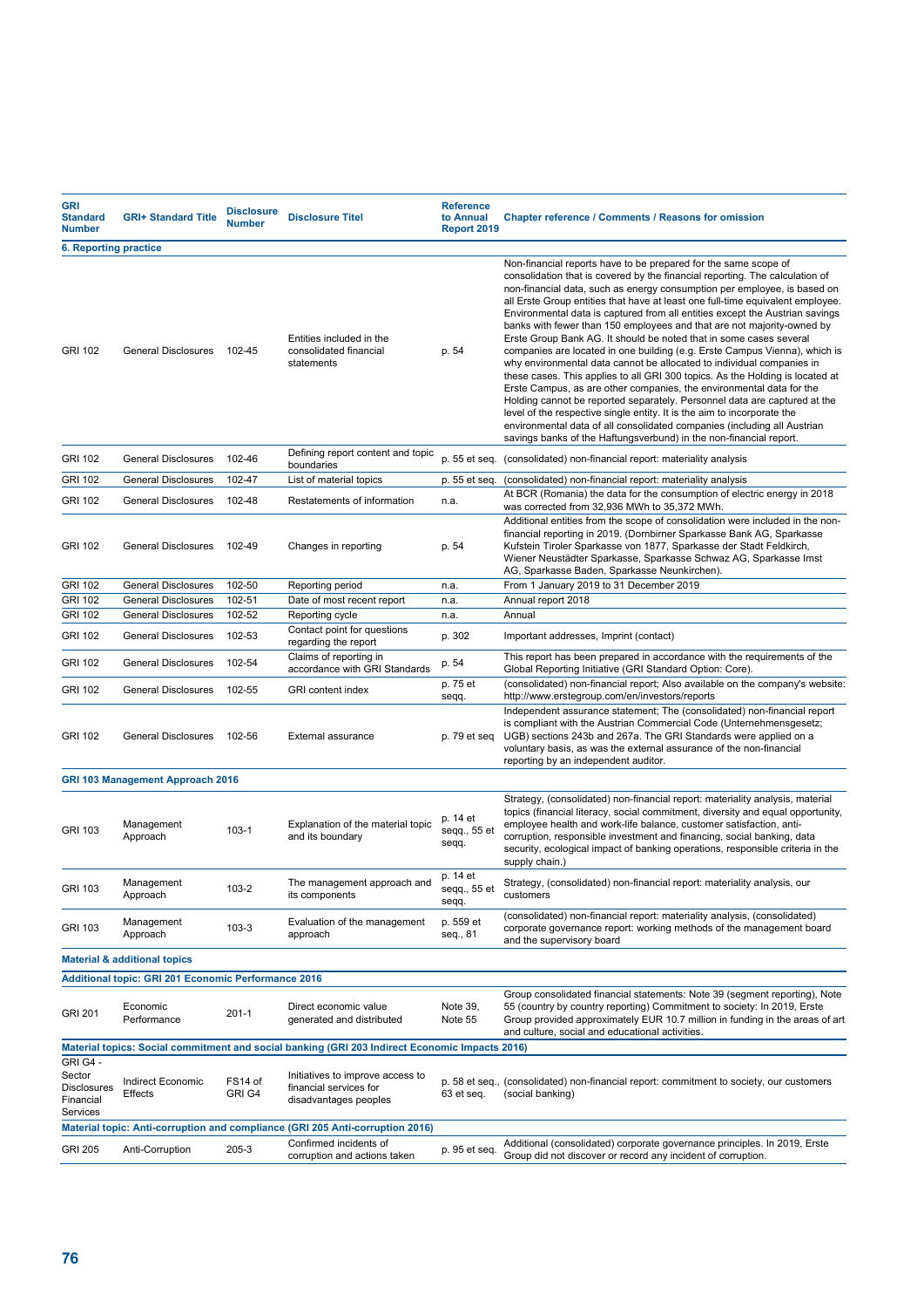| GRI Standard Number | GRI+ Standard Title | Disclosure Number | Disclosure Titel | Reference to Annual Report 2019 | Chapter reference / Comments / Reasons for omission |
|---|---|---|---|---|---|
| **6. Reporting practice** | | | | | |
| GRI 102 | General Disclosures | 102-45 | Entities included in the consolidated financial statements | p. 54 | Non-financial reports have to be prepared for the same scope of consolidation that is covered by the financial reporting. The calculation of non-financial data, such as energy consumption per employee, is based on all Erste Group entities that have at least one full-time equivalent employee. Environmental data is captured from all entities except the Austrian savings banks with fewer than 150 employees and that are not majority-owned by Erste Group Bank AG. It should be noted that in some cases several companies are located in one building (e.g. Erste Campus Vienna), which is why environmental data cannot be allocated to individual companies in these cases. This applies to all GRI 300 topics. As the Holding is located at Erste Campus, as are other companies, the environmental data for the Holding cannot be reported separately. Personnel data are captured at the level of the respective single entity. It is the aim to incorporate the environmental data of all consolidated companies (including all Austrian savings banks of the Haftungsverbund) in the non-financial report. |
| GRI 102 | General Disclosures | 102-46 | Defining report content and topic boundaries | p. 55 et seq. | (consolidated) non-financial report: materiality analysis |
| GRI 102 | General Disclosures | 102-47 | List of material topics | p. 55 et seq. | (consolidated) non-financial report: materiality analysis |
| GRI 102 | General Disclosures | 102-48 | Restatements of information | n.a. | At BCR (Romania) the data for the consumption of electric energy in 2018 was corrected from 32,936 MWh to 35,372 MWh. |
| GRI 102 | General Disclosures | 102-49 | Changes in reporting | p. 54 | Additional entities from the scope of consolidation were included in the non-financial reporting in 2019. (Dornbirner Sparkasse Bank AG, Sparkasse Kufstein Tiroler Sparkasse von 1877, Sparkasse der Stadt Feldkirch, Wiener Neustädter Sparkasse, Sparkasse Schwaz AG, Sparkasse Imst AG, Sparkasse Baden, Sparkasse Neunkirchen). |
| GRI 102 | General Disclosures | 102-50 | Reporting period | n.a. | From 1 January 2019 to 31 December 2019 |
| GRI 102 | General Disclosures | 102-51 | Date of most recent report | n.a. | Annual report 2018 |
| GRI 102 | General Disclosures | 102-52 | Reporting cycle | n.a. | Annual |
| GRI 102 | General Disclosures | 102-53 | Contact point for questions regarding the report | p. 302 | Important addresses, Imprint (contact) |
| GRI 102 | General Disclosures | 102-54 | Claims of reporting in accordance with GRI Standards | p. 54 | This report has been prepared in accordance with the requirements of the Global Reporting Initiative (GRI Standard Option: Core). |
| GRI 102 | General Disclosures | 102-55 | GRI content index | p. 75 et seqq. | (consolidated) non-financial report; Also available on the company's website: http://www.erstegroup.com/en/investors/reports |
| GRI 102 | General Disclosures | 102-56 | External assurance | p. 79 et seq | Independent assurance statement; The (consolidated) non-financial report is compliant with the Austrian Commercial Code (Unternehmensgesetz; UGB) sections 243b and 267a. The GRI Standards were applied on a voluntary basis, as was the external assurance of the non-financial reporting by an independent auditor. |
| **GRI 103 Management Approach 2016** | | | | | |
| GRI 103 | Management Approach | 103-1 | Explanation of the material topic and its boundary | p. 14 et seqq., 55 et seqq. | Strategy, (consolidated) non-financial report: materiality analysis, material topics (financial literacy, social commitment, diversity and equal opportunity, employee health and work-life balance, customer satisfaction, anti-corruption, responsible investment and financing, social banking, data security, ecological impact of banking operations, responsible criteria in the supply chain.) |
| GRI 103 | Management Approach | 103-2 | The management approach and its components | p. 14 et seqq., 55 et seqq. | Strategy, (consolidated) non-financial report: materiality analysis, our customers |
| GRI 103 | Management Approach | 103-3 | Evaluation of the management approach | p. 559 et seq., 81 | (consolidated) non-financial report: materiality analysis, (consolidated) corporate governance report: working methods of the management board and the supervisory board |
| **Material & additional topics** | | | | | |
| **Additional topic: GRI 201 Economic Performance 2016** | | | | | |
| GRI 201 | Economic Performance | 201-1 | Direct economic value generated and distributed | Note 39, Note 55 | Group consolidated financial statements: Note 39 (segment reporting), Note 55 (country by country reporting) Commitment to society: In 2019, Erste Group provided approximately EUR 10.7 million in funding in the areas of art and culture, social and educational activities. |
| **Material topics: Social commitment and social banking (GRI 203 Indirect Economic Impacts 2016)** | | | | | |
| GRI G4 - Sector Disclosures Financial Services | Indirect Economic Effects | FS14 of GRI G4 | Initiatives to improve access to financial services for disadvantages peoples | p. 58 et seq., 63 et seq. | (consolidated) non-financial report: commitment to society, our customers (social banking) |
| **Material topic: Anti-corruption and compliance (GRI 205 Anti-corruption 2016)** | | | | | |
| GRI 205 | Anti-Corruption | 205-3 | Confirmed incidents of corruption and actions taken | p. 95 et seq. | Additional (consolidated) corporate governance principles. In 2019, Erste Group did not discover or record any incident of corruption. |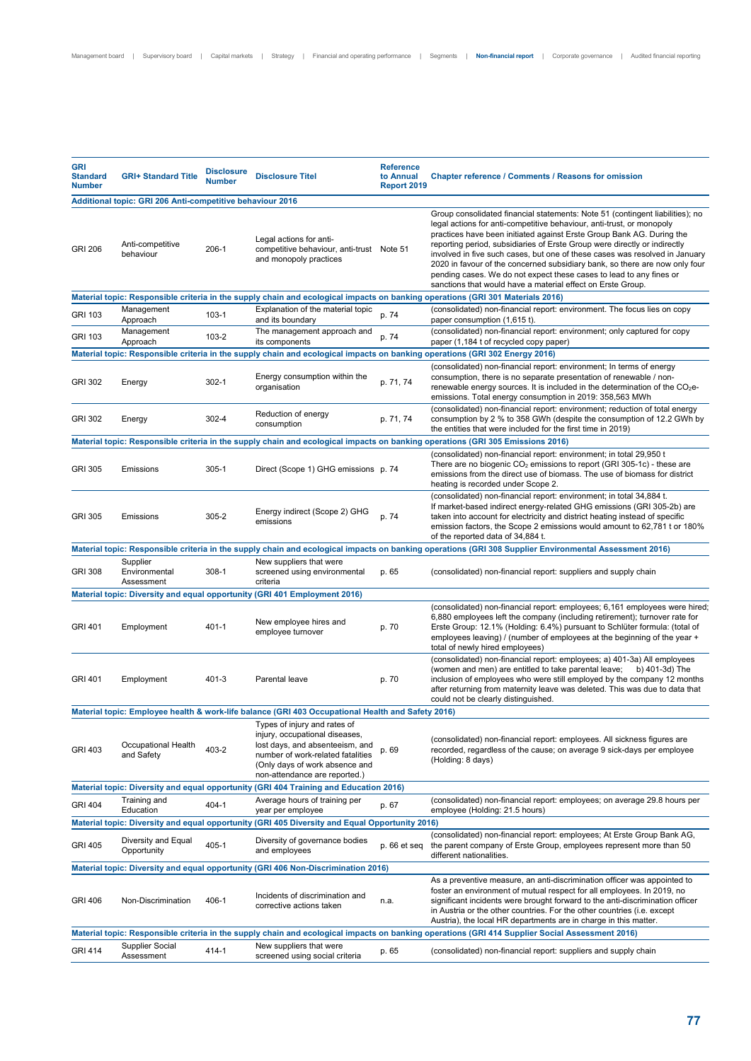| GRI Standard Number | GRI+ Standard Title | Disclosure Number | Disclosure Titel | Reference to Annual Report 2019 | Chapter reference / Comments / Reasons for omission |
|---|---|---|---|---|---|
| **Additional topic: GRI 206 Anti-competitive behaviour 2016** | | | | | |
| GRI 206 | Anti-competitive behaviour | 206-1 | Legal actions for anti-competitive behaviour, anti-trust and monopoly practices | Note 51 | Group consolidated financial statements: Note 51 (contingent liabilities); no legal actions for anti-competitive behaviour, anti-trust, or monopoly practices have been initiated against Erste Group Bank AG. During the reporting period, subsidiaries of Erste Group were directly or indirectly involved in five such cases, but one of these cases was resolved in January 2020 in favour of the concerned subsidiary bank, so there are now only four pending cases. We do not expect these cases to lead to any fines or sanctions that would have a material effect on Erste Group. |
| **Material topic: Responsible criteria in the supply chain and ecological impacts on banking operations (GRI 301 Materials 2016)** | | | | | |
| GRI 103 | Management Approach | 103-1 | Explanation of the material topic and its boundary | p. 74 | (consolidated) non-financial report: environment. The focus lies on copy paper consumption (1,615 t). |
| GRI 103 | Management Approach | 103-2 | The management approach and its components | p. 74 | (consolidated) non-financial report: environment; only captured for copy paper (1,184 t of recycled copy paper) |
| **Material topic: Responsible criteria in the supply chain and ecological impacts on banking operations (GRI 302 Energy 2016)** | | | | | |
| GRI 302 | Energy | 302-1 | Energy consumption within the organisation | p. 71, 74 | (consolidated) non-financial report: environment; In terms of energy consumption, there is no separate presentation of renewable / non-renewable energy sources. It is included in the determination of the $CO_2$e-emissions. Total energy consumption in 2019: 358,563 MWh |
| GRI 302 | Energy | 302-4 | Reduction of energy consumption | p. 71, 74 | (consolidated) non-financial report: environment; reduction of total energy consumption by 2 % to 358 GWh (despite the consumption of 12.2 GWh by the entities that were included for the first time in 2019) |
| **Material topic: Responsible criteria in the supply chain and ecological impacts on banking operations (GRI 305 Emissions 2016)** | | | | | |
| GRI 305 | Emissions | 305-1 | Direct (Scope 1) GHG emissions | p. 74 | (consolidated) non-financial report: environment; in total 29,950 t There are no biogenic $CO_2$ emissions to report (GRI 305-1c) - these are emissions from the direct use of biomass. The use of biomass for district heating is recorded under Scope 2. |
| GRI 305 | Emissions | 305-2 | Energy indirect (Scope 2) GHG emissions | p. 74 | (consolidated) non-financial report: environment; in total 34,884 t. If market-based indirect energy-related GHG emissions (GRI 305-2b) are taken into account for electricity and district heating instead of specific emission factors, the Scope 2 emissions would amount to 62,781 t or 180% of the reported data of 34,884 t. |
| **Material topic: Responsible criteria in the supply chain and ecological impacts on banking operations (GRI 308 Supplier Environmental Assessment 2016)** | | | | | |
| GRI 308 | Supplier Environmental Assessment | 308-1 | New suppliers that were screened using environmental criteria | p. 65 | (consolidated) non-financial report: suppliers and supply chain |
| **Material topic: Diversity and equal opportunity (GRI 401 Employment 2016)** | | | | | |
| GRI 401 | Employment | 401-1 | New employee hires and employee turnover | p. 70 | (consolidated) non-financial report: employees; 6,161 employees were hired; 6,880 employees left the company (including retirement); turnover rate for Erste Group: 12.1% (Holding: 6.4%) pursuant to Schlüter formula: (total of employees leaving) / (number of employees at the beginning of the year + total of newly hired employees) |
| GRI 401 | Employment | 401-3 | Parental leave | p. 70 | (consolidated) non-financial report: employees; a) 401-3a) All employees (women and men) are entitled to take parental leave; b) 401-3d) The inclusion of employees who were still employed by the company 12 months after returning from maternity leave was deleted. This was due to data that could not be clearly distinguished. |
| **Material topic: Employee health & work-life balance (GRI 403 Occupational Health and Safety 2016)** | | | | | |
| GRI 403 | Occupational Health and Safety | 403-2 | Types of injury and rates of injury, occupational diseases, lost days, and absenteeism, and number of work-related fatalities (Only days of work absence and non-attendance are reported.) | p. 69 | (consolidated) non-financial report: employees. All sickness figures are recorded, regardless of the cause; on average 9 sick-days per employee (Holding: 8 days) |
| **Material topic: Diversity and equal opportunity (GRI 404 Training and Education 2016)** | | | | | |
| GRI 404 | Training and Education | 404-1 | Average hours of training per year per employee | p. 67 | (consolidated) non-financial report: employees; on average 29.8 hours per employee (Holding: 21.5 hours) |
| **Material topic: Diversity and equal opportunity (GRI 405 Diversity and Equal Opportunity 2016)** | | | | | |
| GRI 405 | Diversity and Equal Opportunity | 405-1 | Diversity of governance bodies and employees | p. 66 et seq | (consolidated) non-financial report: employees; At Erste Group Bank AG, the parent company of Erste Group, employees represent more than 50 different nationalities. |
| **Material topic: Diversity and equal opportunity (GRI 406 Non-Discrimination 2016)** | | | | | |
| GRI 406 | Non-Discrimination | 406-1 | Incidents of discrimination and corrective actions taken | n.a. | As a preventive measure, an anti-discrimination officer was appointed to foster an environment of mutual respect for all employees. In 2019, no significant incidents were brought forward to the anti-discrimination officer in Austria or the other countries. For the other countries (i.e. except Austria), the local HR departments are in charge in this matter. |
| **Material topic: Responsible criteria in the supply chain and ecological impacts on banking operations (GRI 414 Supplier Social Assessment 2016)** | | | | | |
| GRI 414 | Supplier Social Assessment | 414-1 | New suppliers that were screened using social criteria | p. 65 | (consolidated) non-financial report: suppliers and supply chain |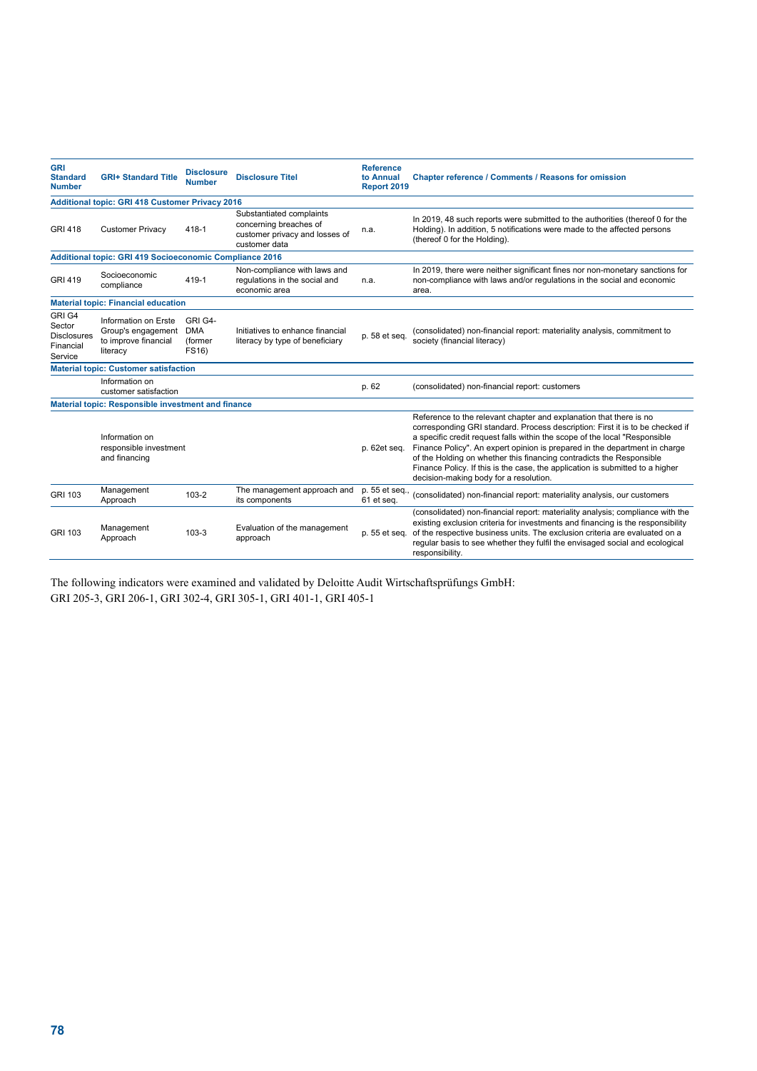| GRI Standard Number | GRI+ Standard Title | Disclosure Number | Disclosure Titel | Reference to Annual Report 2019 | Chapter reference / Comments / Reasons for omission |
|---|---|---|---|---|---|
| **Additional topic: GRI 418 Customer Privacy 2016** | | | | | |
| GRI 418 | Customer Privacy | 418-1 | Substantiated complaints concerning breaches of customer privacy and losses of customer data | n.a. | In 2019, 48 such reports were submitted to the authorities (thereof 0 for the Holding). In addition, 5 notifications were made to the affected persons (thereof 0 for the Holding). |
| **Additional topic: GRI 419 Socioeconomic Compliance 2016** | | | | | |
| GRI 419 | Socioeconomic compliance | 419-1 | Non-compliance with laws and regulations in the social and economic area | n.a. | In 2019, there were neither significant fines nor non-monetary sanctions for non-compliance with laws and/or regulations in the social and economic area. |
| **Material topic: Financial education** | | | | | |
| GRI G4 Sector Disclosures Financial Service | Information on Erste Group's engagement to improve financial literacy | GRI G4-DMA (former FS16) | Initiatives to enhance financial literacy by type of beneficiary | p. 58 et seq. | (consolidated) non-financial report: materiality analysis, commitment to society (financial literacy) |
| **Material topic: Customer satisfaction** | | | | | |
| | Information on customer satisfaction | | | p. 62 | (consolidated) non-financial report: customers |
| **Material topic: Responsible investment and finance** | | | | | |
| | Information on responsible investment and financing | | | p. 62et seq. | Reference to the relevant chapter and explanation that there is no corresponding GRI standard. Process description: First it is to be checked if a specific credit request falls within the scope of the local "Responsible Finance Policy". An expert opinion is prepared in the department in charge of the Holding on whether this financing contradicts the Responsible Finance Policy. If this is the case, the application is submitted to a higher decision-making body for a resolution. |
| GRI 103 | Management Approach | 103-2 | The management approach and its components | p. 55 et seq., 61 et seq. | (consolidated) non-financial report: materiality analysis, our customers |
| GRI 103 | Management Approach | 103-3 | Evaluation of the management approach | p. 55 et seq. | (consolidated) non-financial report: materiality analysis; compliance with the existing exclusion criteria for investments and financing is the responsibility of the respective business units. The exclusion criteria are evaluated on a regular basis to see whether they fulfil the envisaged social and ecological responsibility. |

The following indicators were examined and validated by Deloitte Audit Wirtschaftsprüfungs GmbH:
GRI 205-3, GRI 206-1, GRI 302-4, GRI 305-1, GRI 401-1, GRI 405-1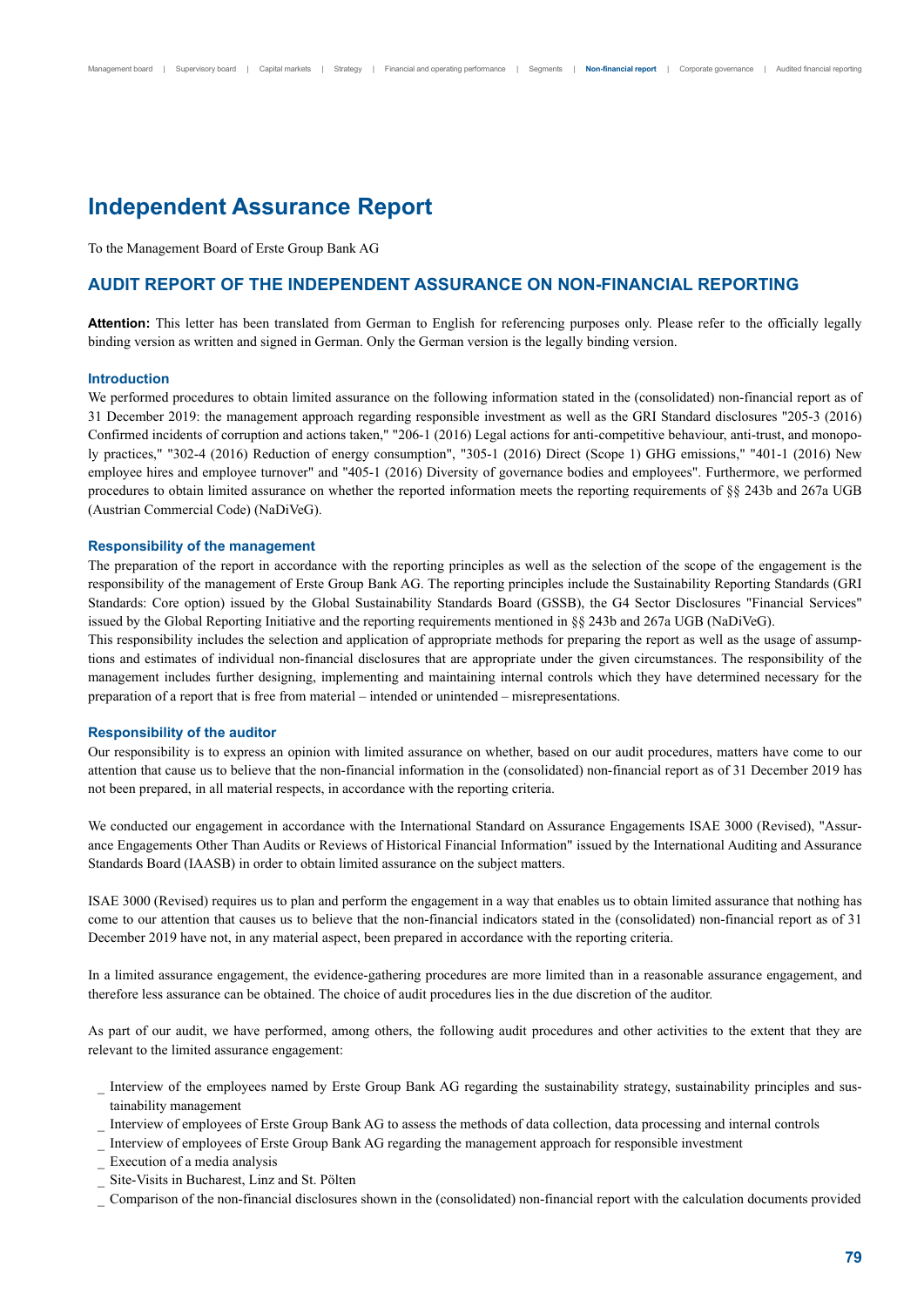# Independent Assurance Report

To the Management Board of Erste Group Bank AG

## AUDIT REPORT OF THE INDEPENDENT ASSURANCE ON NON-FINANCIAL REPORTING

**Attention:** This letter has been translated from German to English for referencing purposes only. Please refer to the officially legally binding version as written and signed in German. Only the German version is the legally binding version.

### Introduction

We performed procedures to obtain limited assurance on the following information stated in the (consolidated) non-financial report as of 31 December 2019: the management approach regarding responsible investment as well as the GRI Standard disclosures "205-3 (2016) Confirmed incidents of corruption and actions taken," "206-1 (2016) Legal actions for anti-competitive behaviour, anti-trust, and monopoly practices," "302-4 (2016) Reduction of energy consumption", "305-1 (2016) Direct (Scope 1) GHG emissions," "401-1 (2016) New employee hires and employee turnover" and "405-1 (2016) Diversity of governance bodies and employees". Furthermore, we performed procedures to obtain limited assurance on whether the reported information meets the reporting requirements of §§ 243b and 267a UGB (Austrian Commercial Code) (NaDiVeG).

### Responsibility of the management

The preparation of the report in accordance with the reporting principles as well as the selection of the scope of the engagement is the responsibility of the management of Erste Group Bank AG. The reporting principles include the Sustainability Reporting Standards (GRI Standards: Core option) issued by the Global Sustainability Standards Board (GSSB), the G4 Sector Disclosures "Financial Services" issued by the Global Reporting Initiative and the reporting requirements mentioned in §§ 243b and 267a UGB (NaDiVeG).
This responsibility includes the selection and application of appropriate methods for preparing the report as well as the usage of assumptions and estimates of individual non-financial disclosures that are appropriate under the given circumstances. The responsibility of the management includes further designing, implementing and maintaining internal controls which they have determined necessary for the preparation of a report that is free from material – intended or unintended – misrepresentations.

### Responsibility of the auditor

Our responsibility is to express an opinion with limited assurance on whether, based on our audit procedures, matters have come to our attention that cause us to believe that the non-financial information in the (consolidated) non-financial report as of 31 December 2019 has not been prepared, in all material respects, in accordance with the reporting criteria.

We conducted our engagement in accordance with the International Standard on Assurance Engagements ISAE 3000 (Revised), "Assurance Engagements Other Than Audits or Reviews of Historical Financial Information" issued by the International Auditing and Assurance Standards Board (IAASB) in order to obtain limited assurance on the subject matters.

ISAE 3000 (Revised) requires us to plan and perform the engagement in a way that enables us to obtain limited assurance that nothing has come to our attention that causes us to believe that the non-financial indicators stated in the (consolidated) non-financial report as of 31 December 2019 have not, in any material aspect, been prepared in accordance with the reporting criteria.

In a limited assurance engagement, the evidence-gathering procedures are more limited than in a reasonable assurance engagement, and therefore less assurance can be obtained. The choice of audit procedures lies in the due discretion of the auditor.

As part of our audit, we have performed, among others, the following audit procedures and other activities to the extent that they are relevant to the limited assurance engagement:

- Interview of the employees named by Erste Group Bank AG regarding the sustainability strategy, sustainability principles and sustainability management
- Interview of employees of Erste Group Bank AG to assess the methods of data collection, data processing and internal controls
- Interview of employees of Erste Group Bank AG regarding the management approach for responsible investment
- Execution of a media analysis
- Site-Visits in Bucharest, Linz and St. Pölten
- Comparison of the non-financial disclosures shown in the (consolidated) non-financial report with the calculation documents provided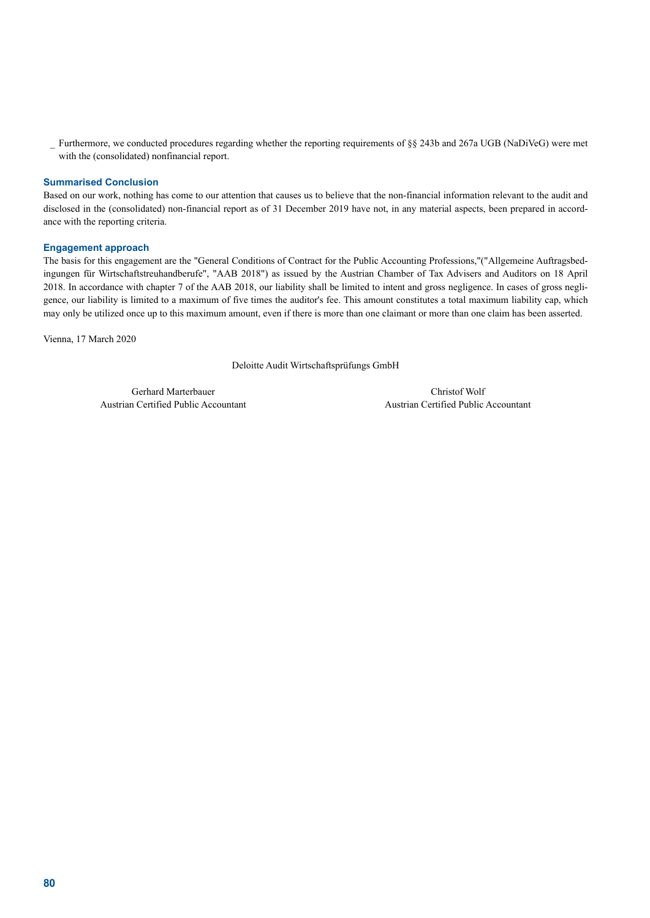- Furthermore, we conducted procedures regarding whether the reporting requirements of §§ 243b and 267a UGB (NaDiVeG) were met with the (consolidated) nonfinancial report.

### Summarised Conclusion

Based on our work, nothing has come to our attention that causes us to believe that the non-financial information relevant to the audit and disclosed in the (consolidated) non-financial report as of 31 December 2019 have not, in any material aspects, been prepared in accordance with the reporting criteria.

### Engagement approach

The basis for this engagement are the "General Conditions of Contract for the Public Accounting Professions,"("Allgemeine Auftragsbedingungen für Wirtschaftstreuhandberufe", "AAB 2018") as issued by the Austrian Chamber of Tax Advisers and Auditors on 18 April 2018. In accordance with chapter 7 of the AAB 2018, our liability shall be limited to intent and gross negligence. In cases of gross negligence, our liability is limited to a maximum of five times the auditor's fee. This amount constitutes a total maximum liability cap, which may only be utilized once up to this maximum amount, even if there is more than one claimant or more than one claim has been asserted.

Vienna, 17 March 2020

Deloitte Audit Wirtschaftsprüfungs GmbH

Gerhard Marterbauer
Austrian Certified Public Accountant

Christof Wolf
Austrian Certified Public Accountant